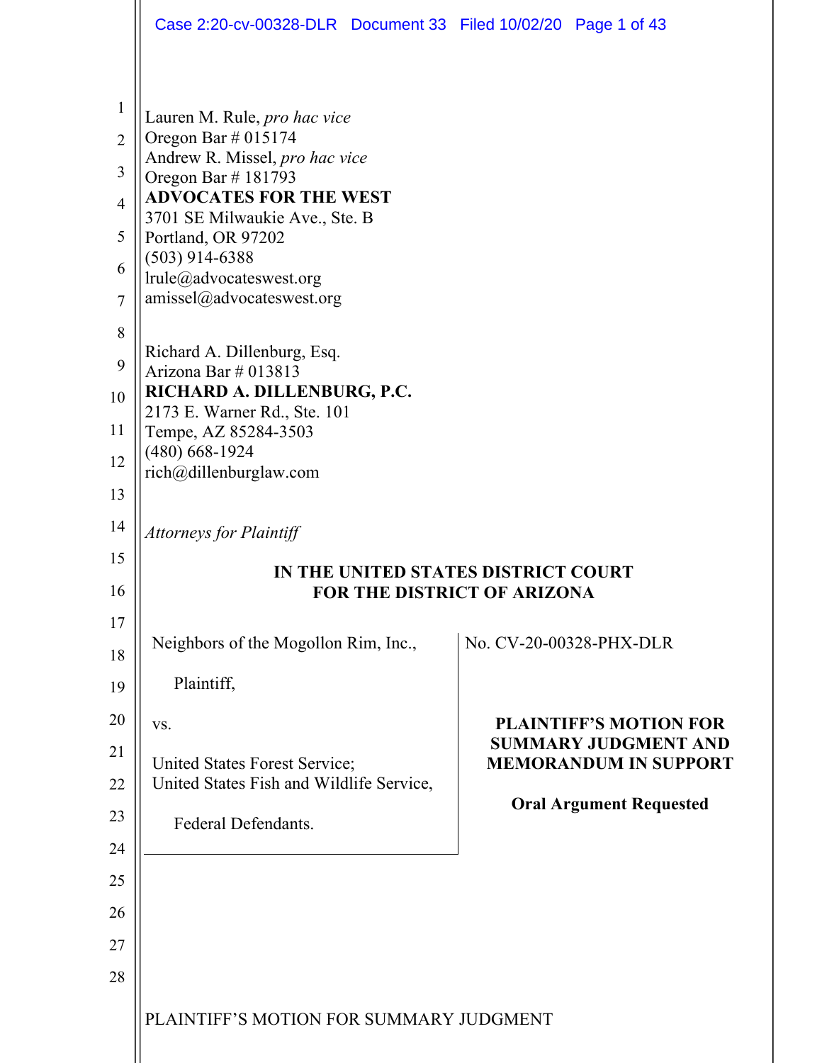Lauren M. Rule, *pro hac vice*
Oregon Bar # 015174
Andrew R. Missel, *pro hac vice*
Oregon Bar # 181793
**ADVOCATES FOR THE WEST**
3701 SE Milwaukie Ave., Ste. B
Portland, OR 97202
(503) 914-6388
lrule@advocateswest.org
amissel@advocateswest.org

Richard A. Dillenburg, Esq.
Arizona Bar # 013813
**RICHARD A. DILLENBURG, P.C.**
2173 E. Warner Rd., Ste. 101
Tempe, AZ 85284-3503
(480) 668-1924
rich@dillenburglaw.com

*Attorneys for Plaintiff*

**IN THE UNITED STATES DISTRICT COURT**
**FOR THE DISTRICT OF ARIZONA**

Neighbors of the Mogollon Rim, Inc.,

Plaintiff,

vs.

United States Forest Service;
United States Fish and Wildlife Service,

Federal Defendants.

No. CV-20-00328-PHX-DLR

**PLAINTIFF'S MOTION FOR SUMMARY JUDGMENT AND MEMORANDUM IN SUPPORT**

**Oral Argument Requested**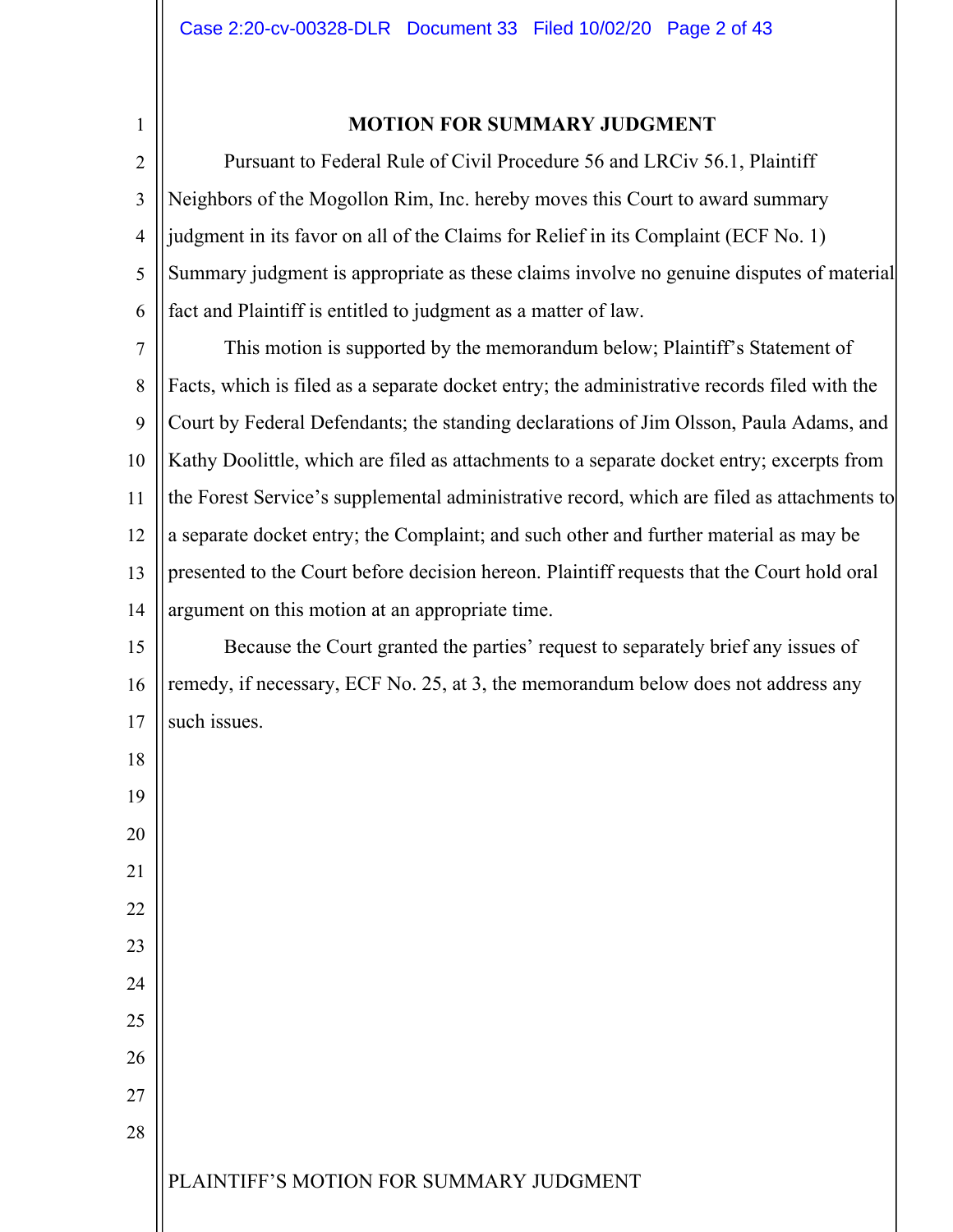## MOTION FOR SUMMARY JUDGMENT

Pursuant to Federal Rule of Civil Procedure 56 and LRCiv 56.1, Plaintiff Neighbors of the Mogollon Rim, Inc. hereby moves this Court to award summary judgment in its favor on all of the Claims for Relief in its Complaint (ECF No. 1) Summary judgment is appropriate as these claims involve no genuine disputes of material fact and Plaintiff is entitled to judgment as a matter of law.

This motion is supported by the memorandum below; Plaintiff's Statement of Facts, which is filed as a separate docket entry; the administrative records filed with the Court by Federal Defendants; the standing declarations of Jim Olsson, Paula Adams, and Kathy Doolittle, which are filed as attachments to a separate docket entry; excerpts from the Forest Service's supplemental administrative record, which are filed as attachments to a separate docket entry; the Complaint; and such other and further material as may be presented to the Court before decision hereon. Plaintiff requests that the Court hold oral argument on this motion at an appropriate time.

Because the Court granted the parties' request to separately brief any issues of remedy, if necessary, ECF No. 25, at 3, the memorandum below does not address any such issues.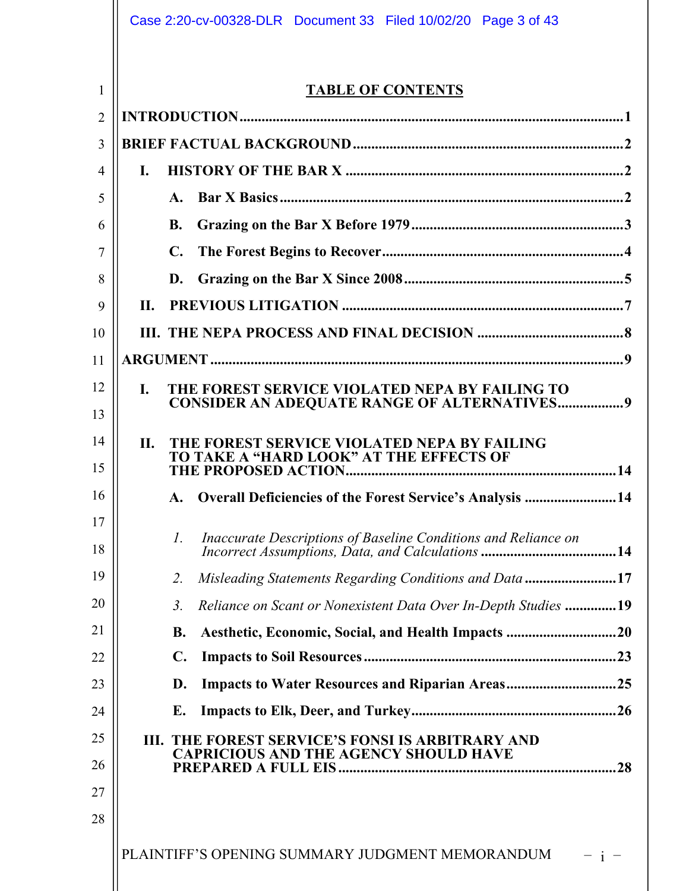## TABLE OF CONTENTS

**INTRODUCTION** ........................................................................................................ **1**

**BRIEF FACTUAL BACKGROUND** ......................................................................... **2**

- **I. HISTORY OF THE BAR X** ............................................................................ **2**
  - **A. Bar X Basics** .............................................................................................. **2**
  - **B. Grazing on the Bar X Before 1979** ......................................................... **3**
  - **C. The Forest Begins to Recover** ................................................................ **4**
  - **D. Grazing on the Bar X Since 2008** ........................................................... **5**
- **II. PREVIOUS LITIGATION** ............................................................................ **7**
- **III. THE NEPA PROCESS AND FINAL DECISION** ........................................ **8**

**ARGUMENT** ............................................................................................................. **9**

- **I. THE FOREST SERVICE VIOLATED NEPA BY FAILING TO CONSIDER AN ADEQUATE RANGE OF ALTERNATIVES** ................. **9**
- **II. THE FOREST SERVICE VIOLATED NEPA BY FAILING TO TAKE A "HARD LOOK" AT THE EFFECTS OF THE PROPOSED ACTION** ........................................................................ **14**
  - **A. Overall Deficiencies of the Forest Service's Analysis** ......................... **14**
    - *1. Inaccurate Descriptions of Baseline Conditions and Reliance on Incorrect Assumptions, Data, and Calculations* ..................................... **14**
    - *2. Misleading Statements Regarding Conditions and Data* ......................... **17**
    - *3. Reliance on Scant or Nonexistent Data Over In-Depth Studies* .............. **19**
  - **B. Aesthetic, Economic, Social, and Health Impacts** ............................. **20**
  - **C. Impacts to Soil Resources** .................................................................... **23**
  - **D. Impacts to Water Resources and Riparian Areas** ............................. **25**
  - **E. Impacts to Elk, Deer, and Turkey** ........................................................ **26**
- **III. THE FOREST SERVICE'S FONSI IS ARBITRARY AND CAPRICIOUS AND THE AGENCY SHOULD HAVE PREPARED A FULL EIS** ............................................................................ **28**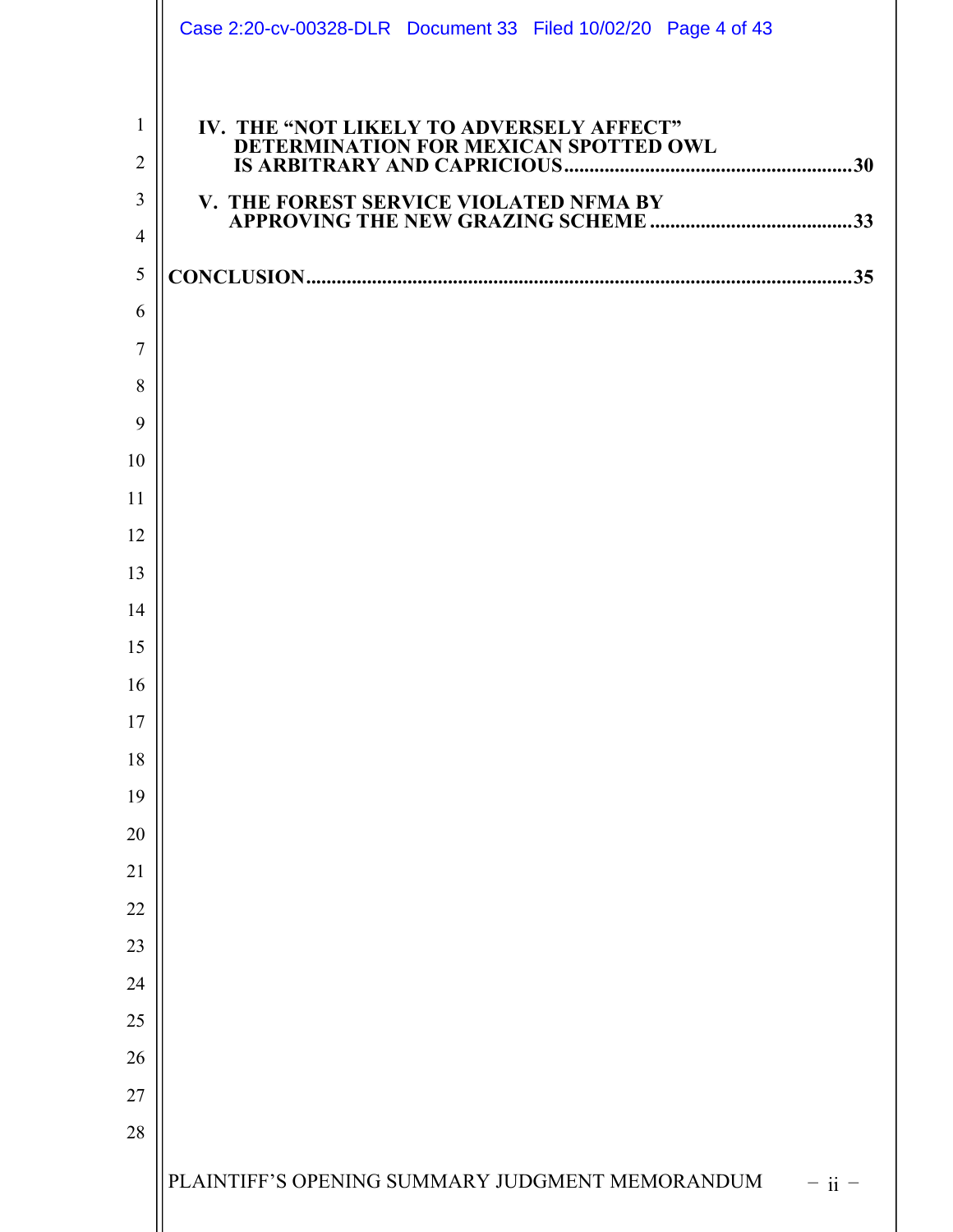**IV. THE "NOT LIKELY TO ADVERSELY AFFECT" DETERMINATION FOR MEXICAN SPOTTED OWL IS ARBITRARY AND CAPRICIOUS** .......... **30**

**V. THE FOREST SERVICE VIOLATED NFMA BY APPROVING THE NEW GRAZING SCHEME** .......... **33**

**CONCLUSION** .......... **35**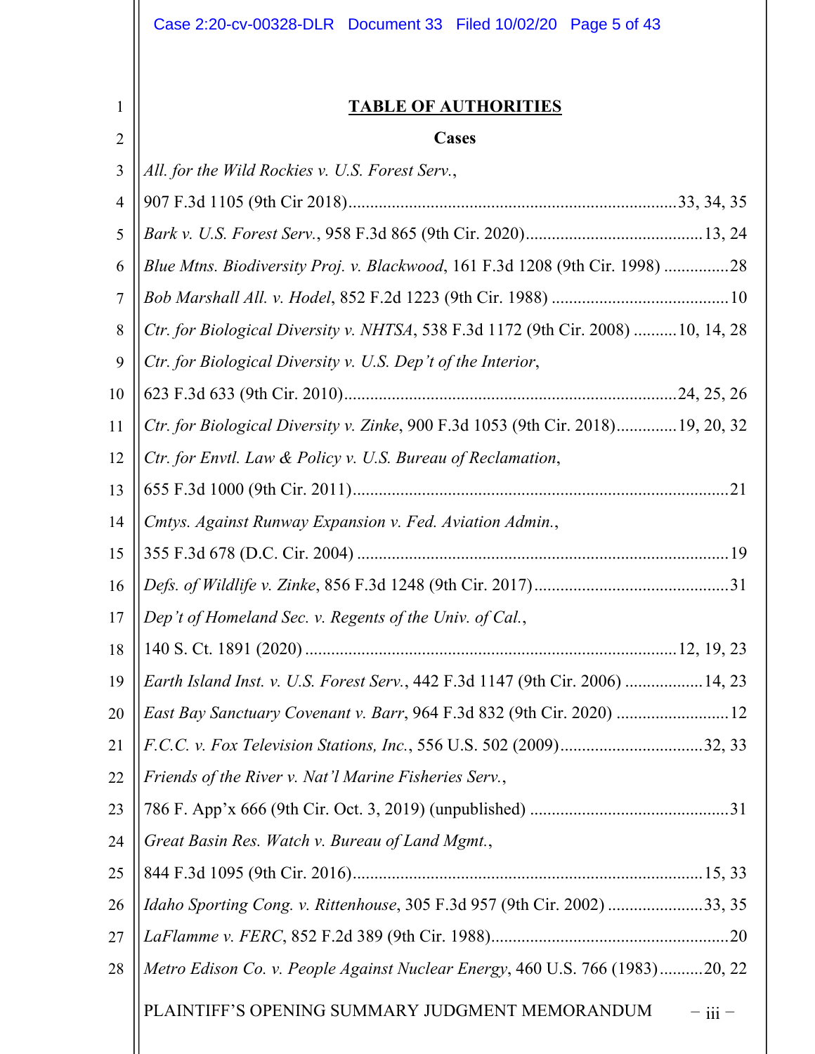# TABLE OF AUTHORITIES

## Cases

*All. for the Wild Rockies v. U.S. Forest Serv.*, 907 F.3d 1105 (9th Cir 2018)............ 33, 34, 35

*Bark v. U.S. Forest Serv.*, 958 F.3d 865 (9th Cir. 2020)............ 13, 24

*Blue Mtns. Biodiversity Proj. v. Blackwood*, 161 F.3d 1208 (9th Cir. 1998)............ 28

*Bob Marshall All. v. Hodel*, 852 F.2d 1223 (9th Cir. 1988)............ 10

*Ctr. for Biological Diversity v. NHTSA*, 538 F.3d 1172 (9th Cir. 2008)............ 10, 14, 28

*Ctr. for Biological Diversity v. U.S. Dep't of the Interior*, 623 F.3d 633 (9th Cir. 2010)............ 24, 25, 26

*Ctr. for Biological Diversity v. Zinke*, 900 F.3d 1053 (9th Cir. 2018)............ 19, 20, 32

*Ctr. for Envtl. Law & Policy v. U.S. Bureau of Reclamation*, 655 F.3d 1000 (9th Cir. 2011)............ 21

*Cmtys. Against Runway Expansion v. Fed. Aviation Admin.*, 355 F.3d 678 (D.C. Cir. 2004)............ 19

*Defs. of Wildlife v. Zinke*, 856 F.3d 1248 (9th Cir. 2017)............ 31

*Dep't of Homeland Sec. v. Regents of the Univ. of Cal.*, 140 S. Ct. 1891 (2020)............ 12, 19, 23

*Earth Island Inst. v. U.S. Forest Serv.*, 442 F.3d 1147 (9th Cir. 2006)............ 14, 23

*East Bay Sanctuary Covenant v. Barr*, 964 F.3d 832 (9th Cir. 2020)............ 12

*F.C.C. v. Fox Television Stations, Inc.*, 556 U.S. 502 (2009)............ 32, 33

*Friends of the River v. Nat'l Marine Fisheries Serv.*, 786 F. App'x 666 (9th Cir. Oct. 3, 2019) (unpublished)............ 31

*Great Basin Res. Watch v. Bureau of Land Mgmt.*, 844 F.3d 1095 (9th Cir. 2016)............ 15, 33

*Idaho Sporting Cong. v. Rittenhouse*, 305 F.3d 957 (9th Cir. 2002)............ 33, 35

*LaFlamme v. FERC*, 852 F.2d 389 (9th Cir. 1988)............ 20

*Metro Edison Co. v. People Against Nuclear Energy*, 460 U.S. 766 (1983)............ 20, 22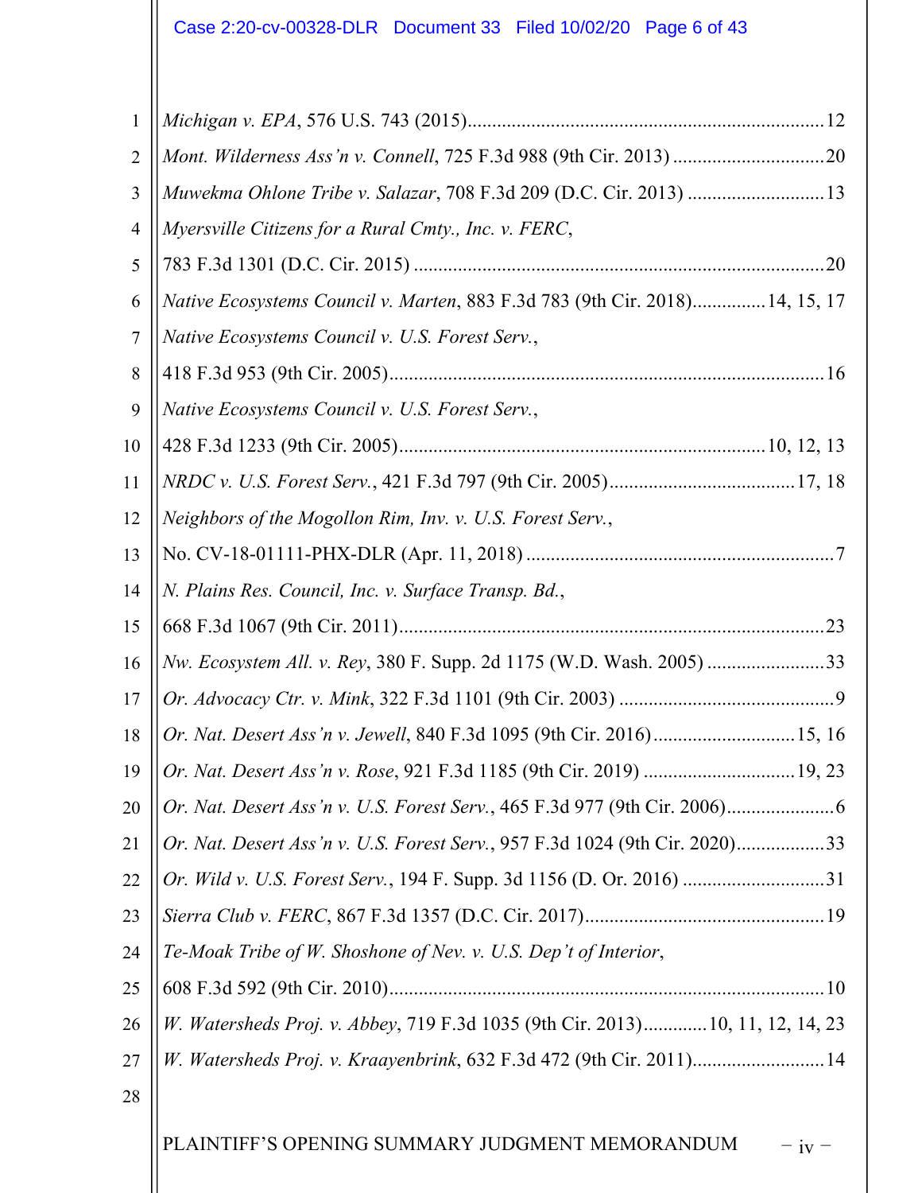*Michigan v. EPA*, 576 U.S. 743 (2015)......................................................................12

*Mont. Wilderness Ass'n v. Connell*, 725 F.3d 988 (9th Cir. 2013)..............................20

*Muwekma Ohlone Tribe v. Salazar*, 708 F.3d 209 (D.C. Cir. 2013)............................13

*Myersville Citizens for a Rural Cmty., Inc. v. FERC*,
783 F.3d 1301 (D.C. Cir. 2015)...................................................................................20

*Native Ecosystems Council v. Marten*, 883 F.3d 783 (9th Cir. 2018)...............14, 15, 17

*Native Ecosystems Council v. U.S. Forest Serv.*,
418 F.3d 953 (9th Cir. 2005).......................................................................................16

*Native Ecosystems Council v. U.S. Forest Serv.*,
428 F.3d 1233 (9th Cir. 2005).......................................................................10, 12, 13

*NRDC v. U.S. Forest Serv.*, 421 F.3d 797 (9th Cir. 2005)......................................17, 18

*Neighbors of the Mogollon Rim, Inv. v. U.S. Forest Serv.*,
No. CV-18-01111-PHX-DLR (Apr. 11, 2018)..............................................................7

*N. Plains Res. Council, Inc. v. Surface Transp. Bd.*,
668 F.3d 1067 (9th Cir. 2011).....................................................................................23

*Nw. Ecosystem All. v. Rey*, 380 F. Supp. 2d 1175 (W.D. Wash. 2005)........................33

*Or. Advocacy Ctr. v. Mink*, 322 F.3d 1101 (9th Cir. 2003)...........................................9

*Or. Nat. Desert Ass'n v. Jewell*, 840 F.3d 1095 (9th Cir. 2016).............................15, 16

*Or. Nat. Desert Ass'n v. Rose*, 921 F.3d 1185 (9th Cir. 2019)..............................19, 23

*Or. Nat. Desert Ass'n v. U.S. Forest Serv.*, 465 F.3d 977 (9th Cir. 2006)......................6

*Or. Nat. Desert Ass'n v. U.S. Forest Serv.*, 957 F.3d 1024 (9th Cir. 2020)..................33

*Or. Wild v. U.S. Forest Serv.*, 194 F. Supp. 3d 1156 (D. Or. 2016).............................31

*Sierra Club v. FERC*, 867 F.3d 1357 (D.C. Cir. 2017)................................................19

*Te-Moak Tribe of W. Shoshone of Nev. v. U.S. Dep't of Interior*,
608 F.3d 592 (9th Cir. 2010).......................................................................................10

*W. Watersheds Proj. v. Abbey*, 719 F.3d 1035 (9th Cir. 2013)............10, 11, 12, 14, 23

*W. Watersheds Proj. v. Kraayenbrink*, 632 F.3d 472 (9th Cir. 2011)...........................14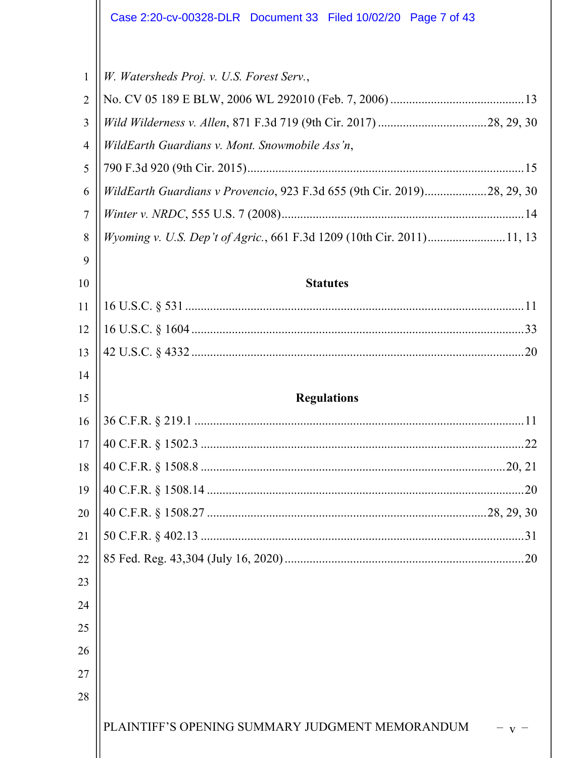*W. Watersheds Proj. v. U.S. Forest Serv.*,
No. CV 05 189 E BLW, 2006 WL 292010 (Feb. 7, 2006) .......................................... 13

*Wild Wilderness v. Allen*, 871 F.3d 719 (9th Cir. 2017) .................................. 28, 29, 30

*WildEarth Guardians v. Mont. Snowmobile Ass'n*,
790 F.3d 920 (9th Cir. 2015) ........................................................................................ 15

*WildEarth Guardians v Provencio*, 923 F.3d 655 (9th Cir. 2019) .................... 28, 29, 30

*Winter v. NRDC*, 555 U.S. 7 (2008) ............................................................................. 14

*Wyoming v. U.S. Dep't of Agric.*, 661 F.3d 1209 (10th Cir. 2011) ......................... 11, 13

## Statutes

16 U.S.C. § 531 ............................................................................................................ 11

16 U.S.C. § 1604 .......................................................................................................... 33

42 U.S.C. § 4332 .......................................................................................................... 20

## Regulations

36 C.F.R. § 219.1 ......................................................................................................... 11

40 C.F.R. § 1502.3 ....................................................................................................... 22

40 C.F.R. § 1508.8 ................................................................................................. 20, 21

40 C.F.R. § 1508.14 ..................................................................................................... 20

40 C.F.R. § 1508.27 ......................................................................................... 28, 29, 30

50 C.F.R. § 402.13 ....................................................................................................... 31

85 Fed. Reg. 43,304 (July 16, 2020) ............................................................................ 20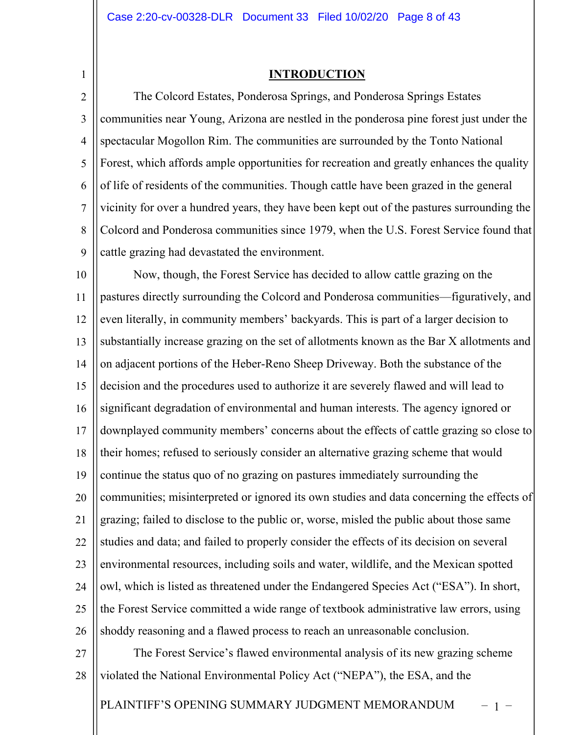## INTRODUCTION

The Colcord Estates, Ponderosa Springs, and Ponderosa Springs Estates communities near Young, Arizona are nestled in the ponderosa pine forest just under the spectacular Mogollon Rim. The communities are surrounded by the Tonto National Forest, which affords ample opportunities for recreation and greatly enhances the quality of life of residents of the communities. Though cattle have been grazed in the general vicinity for over a hundred years, they have been kept out of the pastures surrounding the Colcord and Ponderosa communities since 1979, when the U.S. Forest Service found that cattle grazing had devastated the environment.

Now, though, the Forest Service has decided to allow cattle grazing on the pastures directly surrounding the Colcord and Ponderosa communities—figuratively, and even literally, in community members' backyards. This is part of a larger decision to substantially increase grazing on the set of allotments known as the Bar X allotments and on adjacent portions of the Heber-Reno Sheep Driveway. Both the substance of the decision and the procedures used to authorize it are severely flawed and will lead to significant degradation of environmental and human interests. The agency ignored or downplayed community members' concerns about the effects of cattle grazing so close to their homes; refused to seriously consider an alternative grazing scheme that would continue the status quo of no grazing on pastures immediately surrounding the communities; misinterpreted or ignored its own studies and data concerning the effects of grazing; failed to disclose to the public or, worse, misled the public about those same studies and data; and failed to properly consider the effects of its decision on several environmental resources, including soils and water, wildlife, and the Mexican spotted owl, which is listed as threatened under the Endangered Species Act ("ESA"). In short, the Forest Service committed a wide range of textbook administrative law errors, using shoddy reasoning and a flawed process to reach an unreasonable conclusion.

The Forest Service's flawed environmental analysis of its new grazing scheme violated the National Environmental Policy Act ("NEPA"), the ESA, and the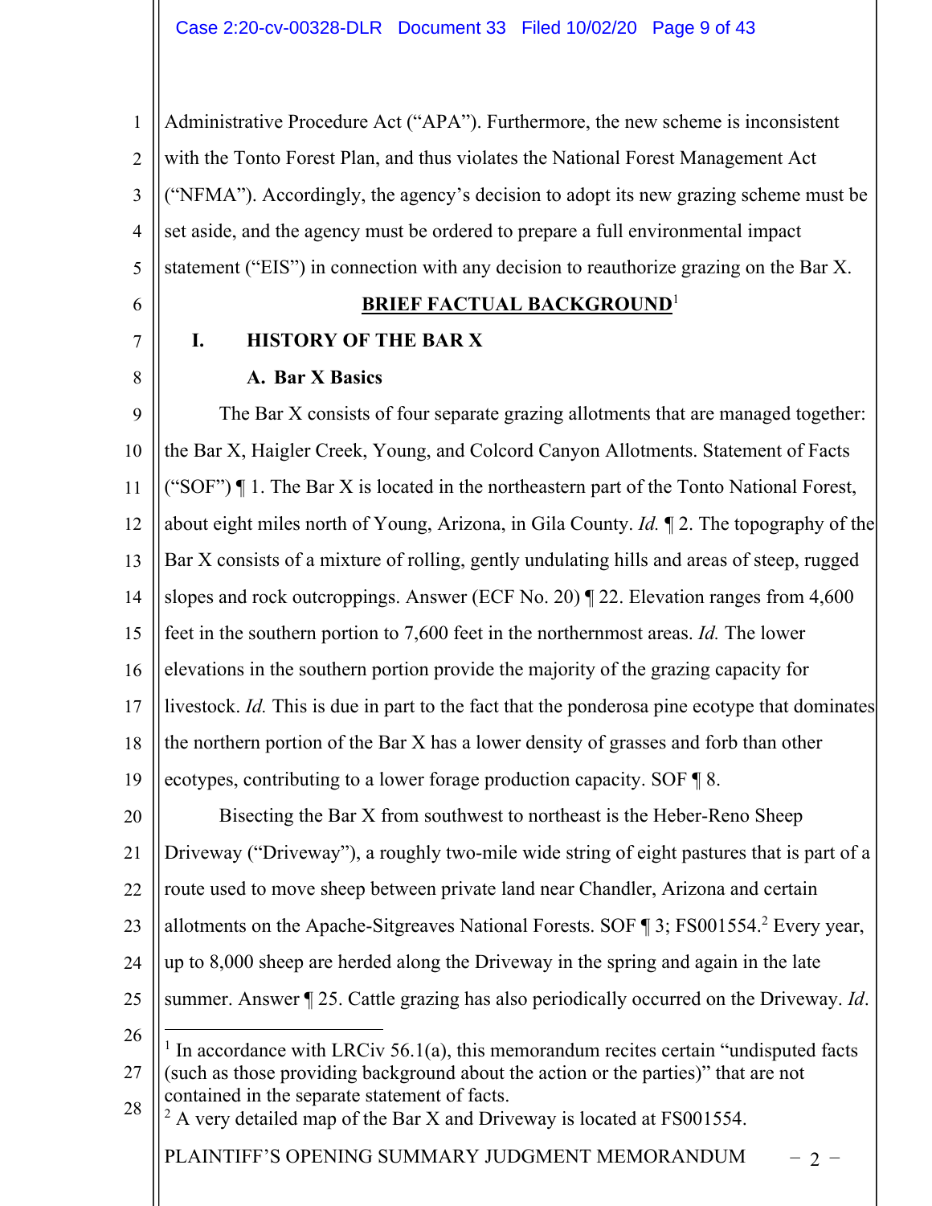Administrative Procedure Act ("APA"). Furthermore, the new scheme is inconsistent with the Tonto Forest Plan, and thus violates the National Forest Management Act ("NFMA"). Accordingly, the agency's decision to adopt its new grazing scheme must be set aside, and the agency must be ordered to prepare a full environmental impact statement ("EIS") in connection with any decision to reauthorize grazing on the Bar X.

## BRIEF FACTUAL BACKGROUND[1]

### I. HISTORY OF THE BAR X

#### A. Bar X Basics

The Bar X consists of four separate grazing allotments that are managed together: the Bar X, Haigler Creek, Young, and Colcord Canyon Allotments. Statement of Facts ("SOF") ¶ 1. The Bar X is located in the northeastern part of the Tonto National Forest, about eight miles north of Young, Arizona, in Gila County. *Id.* ¶ 2. The topography of the Bar X consists of a mixture of rolling, gently undulating hills and areas of steep, rugged slopes and rock outcroppings. Answer (ECF No. 20) ¶ 22. Elevation ranges from 4,600 feet in the southern portion to 7,600 feet in the northernmost areas. *Id.* The lower elevations in the southern portion provide the majority of the grazing capacity for livestock. *Id.* This is due in part to the fact that the ponderosa pine ecotype that dominates the northern portion of the Bar X has a lower density of grasses and forb than other ecotypes, contributing to a lower forage production capacity. SOF ¶ 8.

Bisecting the Bar X from southwest to northeast is the Heber-Reno Sheep Driveway ("Driveway"), a roughly two-mile wide string of eight pastures that is part of a route used to move sheep between private land near Chandler, Arizona and certain allotments on the Apache-Sitgreaves National Forests. SOF ¶ 3; FS001554.[2] Every year, up to 8,000 sheep are herded along the Driveway in the spring and again in the late summer. Answer ¶ 25. Cattle grazing has also periodically occurred on the Driveway. *Id.*

---

[1] In accordance with LRCiv 56.1(a), this memorandum recites certain "undisputed facts (such as those providing background about the action or the parties)" that are not contained in the separate statement of facts.

[2] A very detailed map of the Bar X and Driveway is located at FS001554.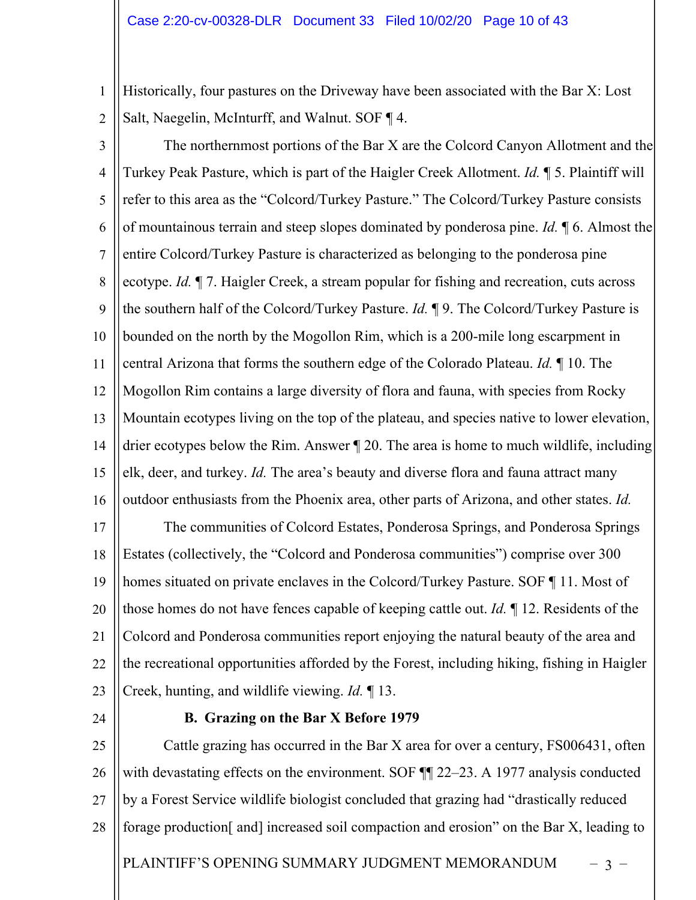Historically, four pastures on the Driveway have been associated with the Bar X: Lost Salt, Naegelin, McInturff, and Walnut. SOF ¶ 4.

The northernmost portions of the Bar X are the Colcord Canyon Allotment and the Turkey Peak Pasture, which is part of the Haigler Creek Allotment. *Id.* ¶ 5. Plaintiff will refer to this area as the "Colcord/Turkey Pasture." The Colcord/Turkey Pasture consists of mountainous terrain and steep slopes dominated by ponderosa pine. *Id.* ¶ 6. Almost the entire Colcord/Turkey Pasture is characterized as belonging to the ponderosa pine ecotype. *Id.* ¶ 7. Haigler Creek, a stream popular for fishing and recreation, cuts across the southern half of the Colcord/Turkey Pasture. *Id.* ¶ 9. The Colcord/Turkey Pasture is bounded on the north by the Mogollon Rim, which is a 200-mile long escarpment in central Arizona that forms the southern edge of the Colorado Plateau. *Id.* ¶ 10. The Mogollon Rim contains a large diversity of flora and fauna, with species from Rocky Mountain ecotypes living on the top of the plateau, and species native to lower elevation, drier ecotypes below the Rim. Answer ¶ 20. The area is home to much wildlife, including elk, deer, and turkey. *Id.* The area's beauty and diverse flora and fauna attract many outdoor enthusiasts from the Phoenix area, other parts of Arizona, and other states. *Id.*

The communities of Colcord Estates, Ponderosa Springs, and Ponderosa Springs Estates (collectively, the "Colcord and Ponderosa communities") comprise over 300 homes situated on private enclaves in the Colcord/Turkey Pasture. SOF ¶ 11. Most of those homes do not have fences capable of keeping cattle out. *Id.* ¶ 12. Residents of the Colcord and Ponderosa communities report enjoying the natural beauty of the area and the recreational opportunities afforded by the Forest, including hiking, fishing in Haigler Creek, hunting, and wildlife viewing. *Id.* ¶ 13.

### B. Grazing on the Bar X Before 1979

Cattle grazing has occurred in the Bar X area for over a century, FS006431, often with devastating effects on the environment. SOF ¶¶ 22–23. A 1977 analysis conducted by a Forest Service wildlife biologist concluded that grazing had "drastically reduced forage production[ and] increased soil compaction and erosion" on the Bar X, leading to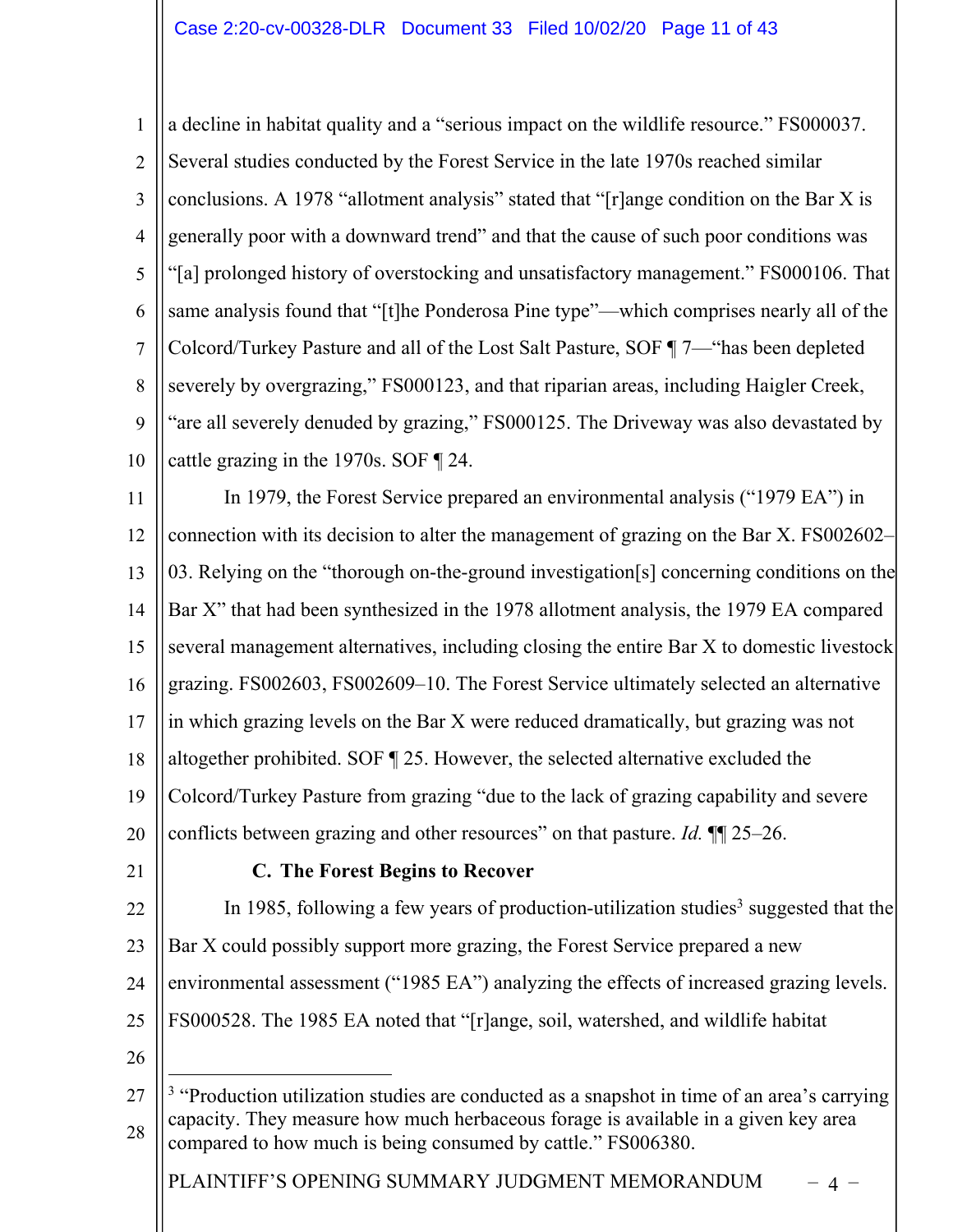a decline in habitat quality and a "serious impact on the wildlife resource." FS000037. Several studies conducted by the Forest Service in the late 1970s reached similar conclusions. A 1978 "allotment analysis" stated that "[r]ange condition on the Bar X is generally poor with a downward trend" and that the cause of such poor conditions was "[a] prolonged history of overstocking and unsatisfactory management." FS000106. That same analysis found that "[t]he Ponderosa Pine type"—which comprises nearly all of the Colcord/Turkey Pasture and all of the Lost Salt Pasture, SOF ¶ 7—"has been depleted severely by overgrazing," FS000123, and that riparian areas, including Haigler Creek, "are all severely denuded by grazing," FS000125. The Driveway was also devastated by cattle grazing in the 1970s. SOF ¶ 24.

In 1979, the Forest Service prepared an environmental analysis ("1979 EA") in connection with its decision to alter the management of grazing on the Bar X. FS002602–03. Relying on the "thorough on-the-ground investigation[s] concerning conditions on the Bar X" that had been synthesized in the 1978 allotment analysis, the 1979 EA compared several management alternatives, including closing the entire Bar X to domestic livestock grazing. FS002603, FS002609–10. The Forest Service ultimately selected an alternative in which grazing levels on the Bar X were reduced dramatically, but grazing was not altogether prohibited. SOF ¶ 25. However, the selected alternative excluded the Colcord/Turkey Pasture from grazing "due to the lack of grazing capability and severe conflicts between grazing and other resources" on that pasture. *Id.* ¶¶ 25–26.

### C. The Forest Begins to Recover

In 1985, following a few years of production-utilization studies[3] suggested that the Bar X could possibly support more grazing, the Forest Service prepared a new environmental assessment ("1985 EA") analyzing the effects of increased grazing levels. FS000528. The 1985 EA noted that "[r]ange, soil, watershed, and wildlife habitat

---

[3] "Production utilization studies are conducted as a snapshot in time of an area's carrying capacity. They measure how much herbaceous forage is available in a given key area compared to how much is being consumed by cattle." FS006380.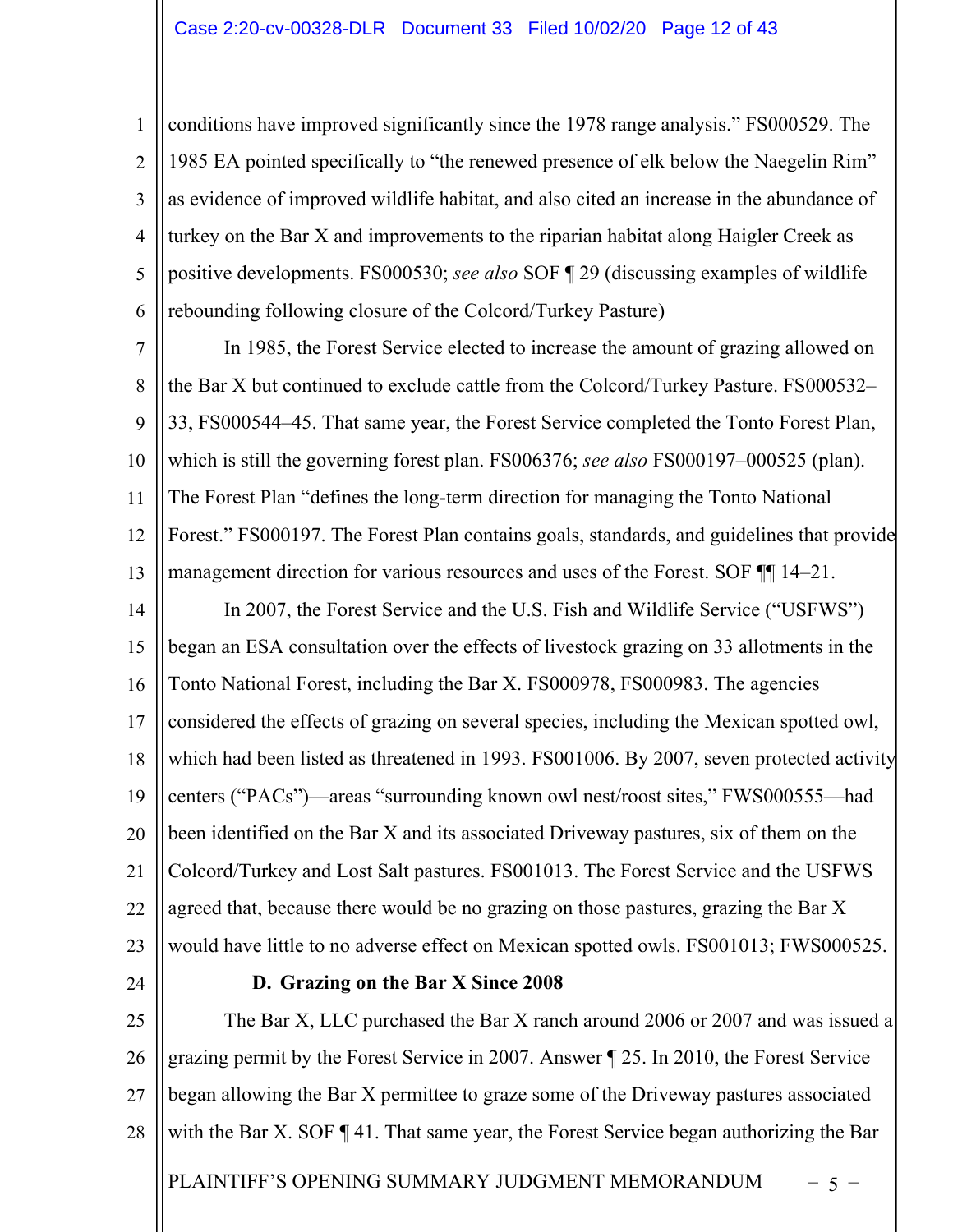conditions have improved significantly since the 1978 range analysis." FS000529. The 1985 EA pointed specifically to "the renewed presence of elk below the Naegelin Rim" as evidence of improved wildlife habitat, and also cited an increase in the abundance of turkey on the Bar X and improvements to the riparian habitat along Haigler Creek as positive developments. FS000530; *see also* SOF ¶ 29 (discussing examples of wildlife rebounding following closure of the Colcord/Turkey Pasture)

In 1985, the Forest Service elected to increase the amount of grazing allowed on the Bar X but continued to exclude cattle from the Colcord/Turkey Pasture. FS000532–33, FS000544–45. That same year, the Forest Service completed the Tonto Forest Plan, which is still the governing forest plan. FS006376; *see also* FS000197–000525 (plan). The Forest Plan "defines the long-term direction for managing the Tonto National Forest." FS000197. The Forest Plan contains goals, standards, and guidelines that provide management direction for various resources and uses of the Forest. SOF ¶¶ 14–21.

In 2007, the Forest Service and the U.S. Fish and Wildlife Service ("USFWS") began an ESA consultation over the effects of livestock grazing on 33 allotments in the Tonto National Forest, including the Bar X. FS000978, FS000983. The agencies considered the effects of grazing on several species, including the Mexican spotted owl, which had been listed as threatened in 1993. FS001006. By 2007, seven protected activity centers ("PACs")—areas "surrounding known owl nest/roost sites," FWS000555—had been identified on the Bar X and its associated Driveway pastures, six of them on the Colcord/Turkey and Lost Salt pastures. FS001013. The Forest Service and the USFWS agreed that, because there would be no grazing on those pastures, grazing the Bar X would have little to no adverse effect on Mexican spotted owls. FS001013; FWS000525.

### D. Grazing on the Bar X Since 2008

The Bar X, LLC purchased the Bar X ranch around 2006 or 2007 and was issued a grazing permit by the Forest Service in 2007. Answer ¶ 25. In 2010, the Forest Service began allowing the Bar X permittee to graze some of the Driveway pastures associated with the Bar X. SOF ¶ 41. That same year, the Forest Service began authorizing the Bar

PLAINTIFF'S OPENING SUMMARY JUDGMENT MEMORANDUM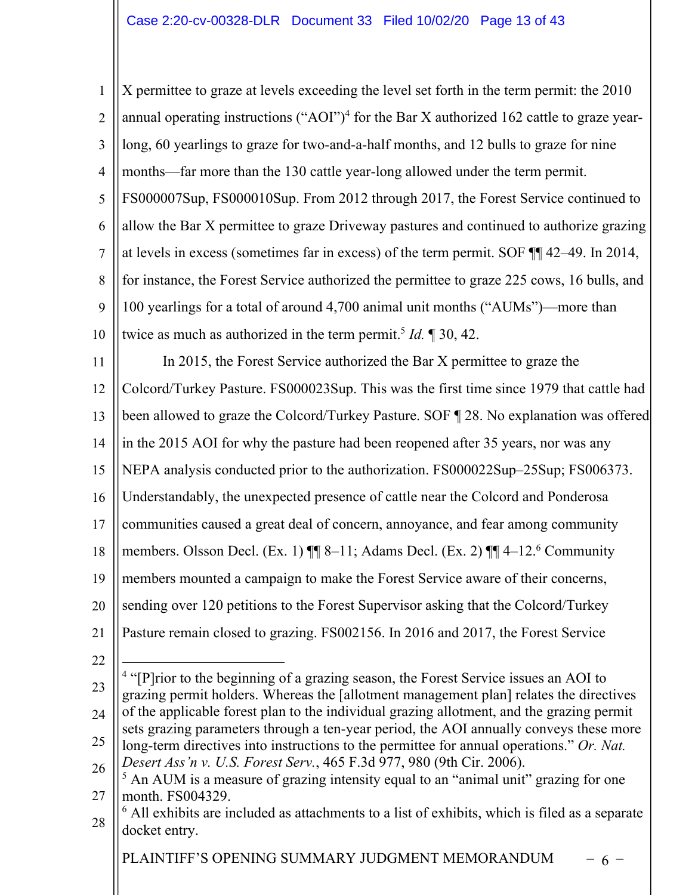X permittee to graze at levels exceeding the level set forth in the term permit: the 2010 annual operating instructions ("AOI")[4] for the Bar X authorized 162 cattle to graze year-long, 60 yearlings to graze for two-and-a-half months, and 12 bulls to graze for nine months—far more than the 130 cattle year-long allowed under the term permit. FS000007Sup, FS000010Sup. From 2012 through 2017, the Forest Service continued to allow the Bar X permittee to graze Driveway pastures and continued to authorize grazing at levels in excess (sometimes far in excess) of the term permit. SOF ¶¶ 42–49. In 2014, for instance, the Forest Service authorized the permittee to graze 225 cows, 16 bulls, and 100 yearlings for a total of around 4,700 animal unit months ("AUMs")—more than twice as much as authorized in the term permit.[5] *Id.* ¶ 30, 42.

In 2015, the Forest Service authorized the Bar X permittee to graze the Colcord/Turkey Pasture. FS000023Sup. This was the first time since 1979 that cattle had been allowed to graze the Colcord/Turkey Pasture. SOF ¶ 28. No explanation was offered in the 2015 AOI for why the pasture had been reopened after 35 years, nor was any NEPA analysis conducted prior to the authorization. FS000022Sup–25Sup; FS006373. Understandably, the unexpected presence of cattle near the Colcord and Ponderosa communities caused a great deal of concern, annoyance, and fear among community members. Olsson Decl. (Ex. 1) ¶¶ 8–11; Adams Decl. (Ex. 2) ¶¶ 4–12.[6] Community members mounted a campaign to make the Forest Service aware of their concerns, sending over 120 petitions to the Forest Supervisor asking that the Colcord/Turkey Pasture remain closed to grazing. FS002156. In 2016 and 2017, the Forest Service

---

[4] "[P]rior to the beginning of a grazing season, the Forest Service issues an AOI to grazing permit holders. Whereas the [allotment management plan] relates the directives of the applicable forest plan to the individual grazing allotment, and the grazing permit sets grazing parameters through a ten-year period, the AOI annually conveys these more long-term directives into instructions to the permittee for annual operations." *Or. Nat. Desert Ass'n v. U.S. Forest Serv.*, 465 F.3d 977, 980 (9th Cir. 2006).

[5] An AUM is a measure of grazing intensity equal to an "animal unit" grazing for one month. FS004329.

[6] All exhibits are included as attachments to a list of exhibits, which is filed as a separate docket entry.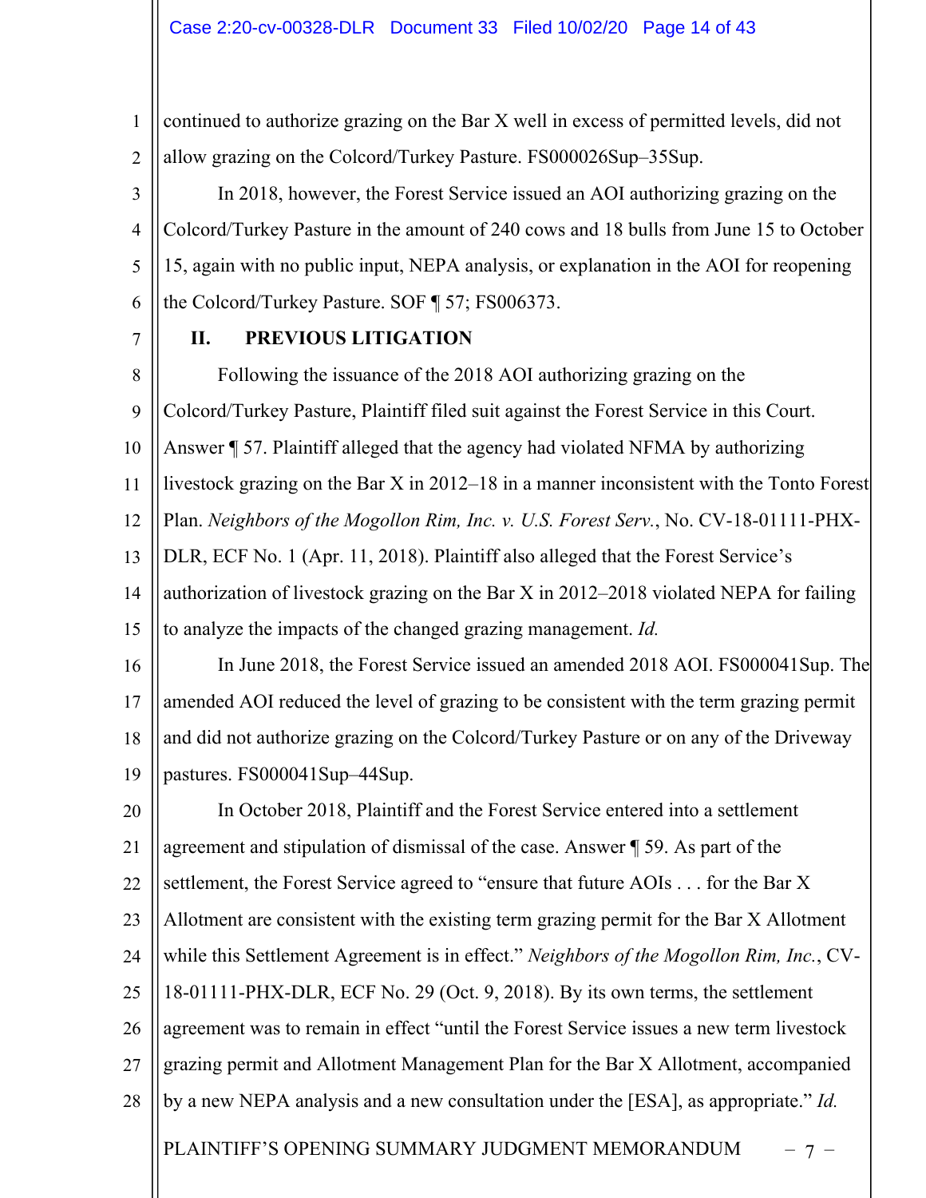continued to authorize grazing on the Bar X well in excess of permitted levels, did not allow grazing on the Colcord/Turkey Pasture. FS000026Sup–35Sup.

In 2018, however, the Forest Service issued an AOI authorizing grazing on the Colcord/Turkey Pasture in the amount of 240 cows and 18 bulls from June 15 to October 15, again with no public input, NEPA analysis, or explanation in the AOI for reopening the Colcord/Turkey Pasture. SOF ¶ 57; FS006373.

## II. PREVIOUS LITIGATION

Following the issuance of the 2018 AOI authorizing grazing on the Colcord/Turkey Pasture, Plaintiff filed suit against the Forest Service in this Court. Answer ¶ 57. Plaintiff alleged that the agency had violated NFMA by authorizing livestock grazing on the Bar X in 2012–18 in a manner inconsistent with the Tonto Forest Plan. *Neighbors of the Mogollon Rim, Inc. v. U.S. Forest Serv.*, No. CV-18-01111-PHX-DLR, ECF No. 1 (Apr. 11, 2018). Plaintiff also alleged that the Forest Service's authorization of livestock grazing on the Bar X in 2012–2018 violated NEPA for failing to analyze the impacts of the changed grazing management. *Id.*

In June 2018, the Forest Service issued an amended 2018 AOI. FS000041Sup. The amended AOI reduced the level of grazing to be consistent with the term grazing permit and did not authorize grazing on the Colcord/Turkey Pasture or on any of the Driveway pastures. FS000041Sup–44Sup.

In October 2018, Plaintiff and the Forest Service entered into a settlement agreement and stipulation of dismissal of the case. Answer ¶ 59. As part of the settlement, the Forest Service agreed to "ensure that future AOIs . . . for the Bar X Allotment are consistent with the existing term grazing permit for the Bar X Allotment while this Settlement Agreement is in effect." *Neighbors of the Mogollon Rim, Inc.*, CV-18-01111-PHX-DLR, ECF No. 29 (Oct. 9, 2018). By its own terms, the settlement agreement was to remain in effect "until the Forest Service issues a new term livestock grazing permit and Allotment Management Plan for the Bar X Allotment, accompanied by a new NEPA analysis and a new consultation under the [ESA], as appropriate." *Id.*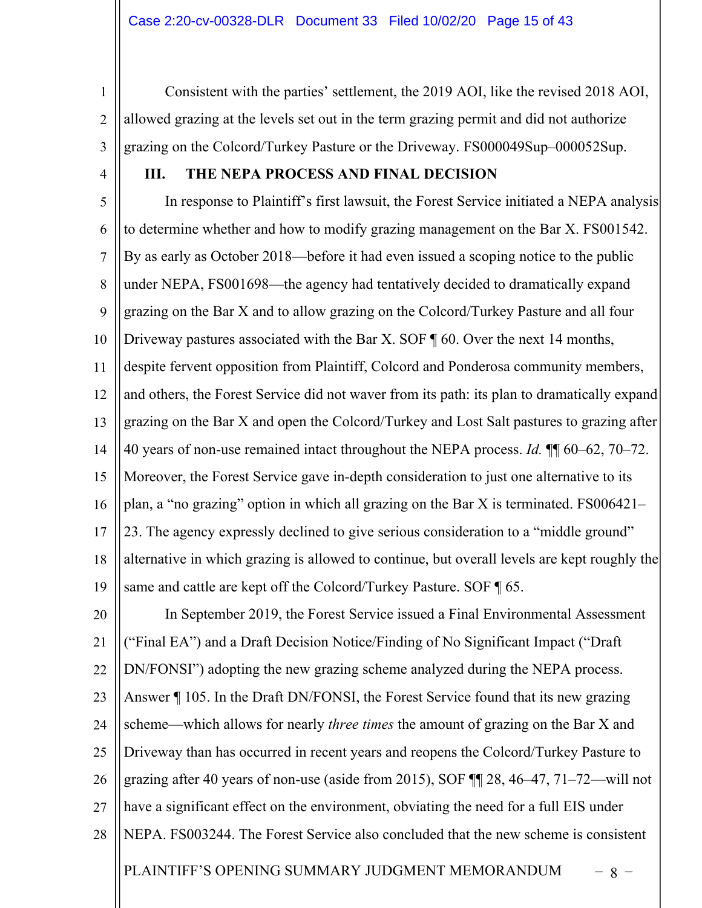Consistent with the parties' settlement, the 2019 AOI, like the revised 2018 AOI, allowed grazing at the levels set out in the term grazing permit and did not authorize grazing on the Colcord/Turkey Pasture or the Driveway. FS000049Sup–000052Sup.

## III. THE NEPA PROCESS AND FINAL DECISION

In response to Plaintiff's first lawsuit, the Forest Service initiated a NEPA analysis to determine whether and how to modify grazing management on the Bar X. FS001542. By as early as October 2018—before it had even issued a scoping notice to the public under NEPA, FS001698—the agency had tentatively decided to dramatically expand grazing on the Bar X and to allow grazing on the Colcord/Turkey Pasture and all four Driveway pastures associated with the Bar X. SOF ¶ 60. Over the next 14 months, despite fervent opposition from Plaintiff, Colcord and Ponderosa community members, and others, the Forest Service did not waver from its path: its plan to dramatically expand grazing on the Bar X and open the Colcord/Turkey and Lost Salt pastures to grazing after 40 years of non-use remained intact throughout the NEPA process. *Id.* ¶¶ 60–62, 70–72. Moreover, the Forest Service gave in-depth consideration to just one alternative to its plan, a "no grazing" option in which all grazing on the Bar X is terminated. FS006421–23. The agency expressly declined to give serious consideration to a "middle ground" alternative in which grazing is allowed to continue, but overall levels are kept roughly the same and cattle are kept off the Colcord/Turkey Pasture. SOF ¶ 65.

In September 2019, the Forest Service issued a Final Environmental Assessment ("Final EA") and a Draft Decision Notice/Finding of No Significant Impact ("Draft DN/FONSI") adopting the new grazing scheme analyzed during the NEPA process. Answer ¶ 105. In the Draft DN/FONSI, the Forest Service found that its new grazing scheme—which allows for nearly *three times* the amount of grazing on the Bar X and Driveway than has occurred in recent years and reopens the Colcord/Turkey Pasture to grazing after 40 years of non-use (aside from 2015), SOF ¶¶ 28, 46–47, 71–72—will not have a significant effect on the environment, obviating the need for a full EIS under NEPA. FS003244. The Forest Service also concluded that the new scheme is consistent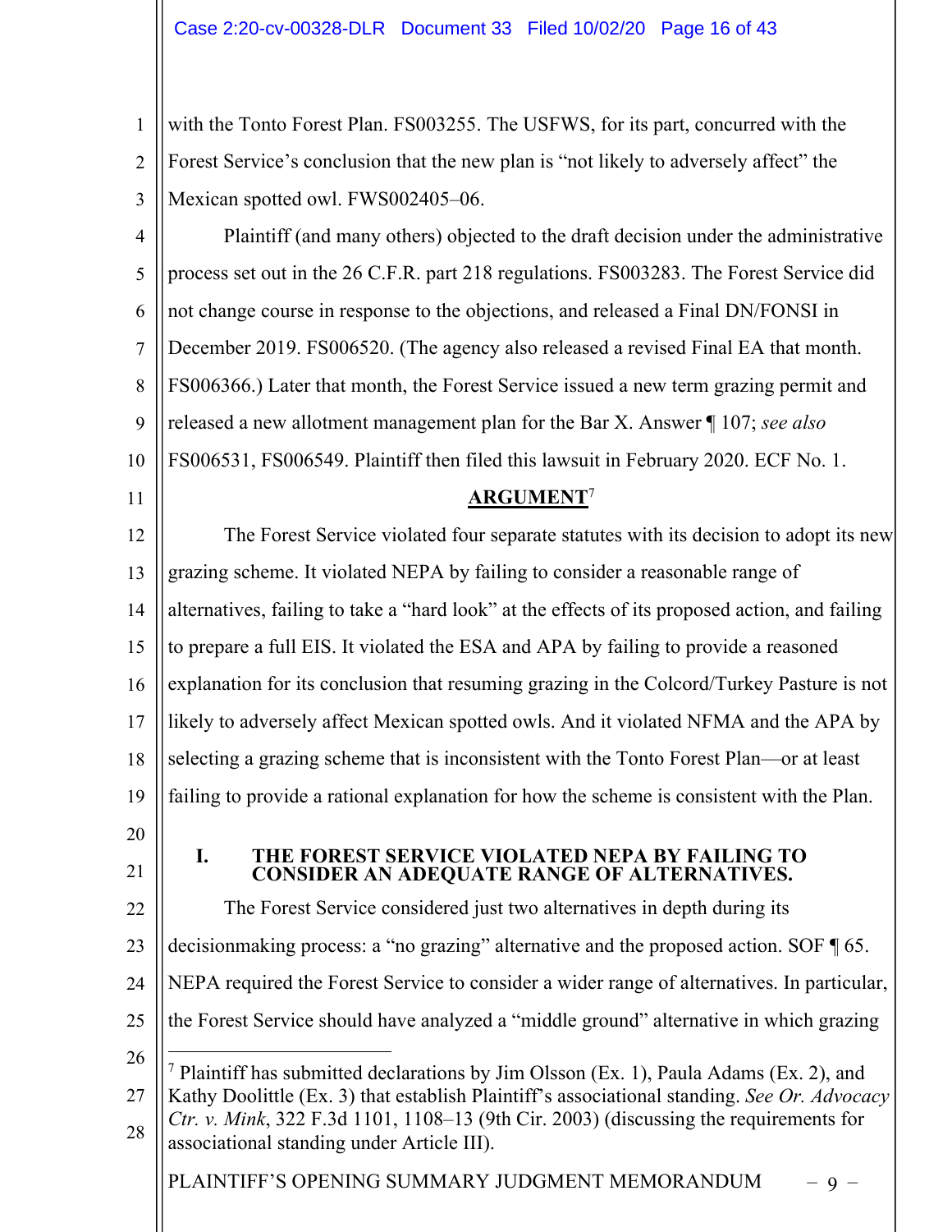with the Tonto Forest Plan. FS003255. The USFWS, for its part, concurred with the Forest Service's conclusion that the new plan is "not likely to adversely affect" the Mexican spotted owl. FWS002405–06.

Plaintiff (and many others) objected to the draft decision under the administrative process set out in the 26 C.F.R. part 218 regulations. FS003283. The Forest Service did not change course in response to the objections, and released a Final DN/FONSI in December 2019. FS006520. (The agency also released a revised Final EA that month. FS006366.) Later that month, the Forest Service issued a new term grazing permit and released a new allotment management plan for the Bar X. Answer ¶ 107; *see also* FS006531, FS006549. Plaintiff then filed this lawsuit in February 2020. ECF No. 1.

## ARGUMENT[7]

The Forest Service violated four separate statutes with its decision to adopt its new grazing scheme. It violated NEPA by failing to consider a reasonable range of alternatives, failing to take a "hard look" at the effects of its proposed action, and failing to prepare a full EIS. It violated the ESA and APA by failing to provide a reasoned explanation for its conclusion that resuming grazing in the Colcord/Turkey Pasture is not likely to adversely affect Mexican spotted owls. And it violated NFMA and the APA by selecting a grazing scheme that is inconsistent with the Tonto Forest Plan—or at least failing to provide a rational explanation for how the scheme is consistent with the Plan.

### I. THE FOREST SERVICE VIOLATED NEPA BY FAILING TO CONSIDER AN ADEQUATE RANGE OF ALTERNATIVES.

The Forest Service considered just two alternatives in depth during its decisionmaking process: a "no grazing" alternative and the proposed action. SOF ¶ 65. NEPA required the Forest Service to consider a wider range of alternatives. In particular, the Forest Service should have analyzed a "middle ground" alternative in which grazing

---

[7] Plaintiff has submitted declarations by Jim Olsson (Ex. 1), Paula Adams (Ex. 2), and Kathy Doolittle (Ex. 3) that establish Plaintiff's associational standing. *See Or. Advocacy Ctr. v. Mink*, 322 F.3d 1101, 1108–13 (9th Cir. 2003) (discussing the requirements for associational standing under Article III).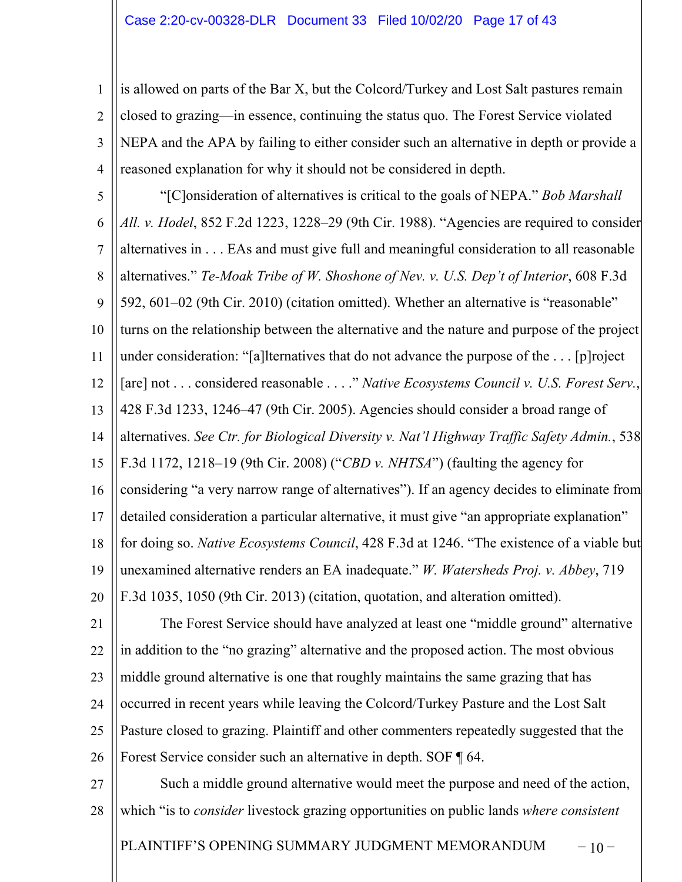is allowed on parts of the Bar X, but the Colcord/Turkey and Lost Salt pastures remain closed to grazing—in essence, continuing the status quo. The Forest Service violated NEPA and the APA by failing to either consider such an alternative in depth or provide a reasoned explanation for why it should not be considered in depth.

"[C]onsideration of alternatives is critical to the goals of NEPA." *Bob Marshall All. v. Hodel*, 852 F.2d 1223, 1228–29 (9th Cir. 1988). "Agencies are required to consider alternatives in . . . EAs and must give full and meaningful consideration to all reasonable alternatives." *Te-Moak Tribe of W. Shoshone of Nev. v. U.S. Dep't of Interior*, 608 F.3d 592, 601–02 (9th Cir. 2010) (citation omitted). Whether an alternative is "reasonable" turns on the relationship between the alternative and the nature and purpose of the project under consideration: "[a]lternatives that do not advance the purpose of the . . . [p]roject [are] not . . . considered reasonable . . . ." *Native Ecosystems Council v. U.S. Forest Serv.*, 428 F.3d 1233, 1246–47 (9th Cir. 2005). Agencies should consider a broad range of alternatives. *See Ctr. for Biological Diversity v. Nat'l Highway Traffic Safety Admin.*, 538 F.3d 1172, 1218–19 (9th Cir. 2008) ("*CBD v. NHTSA*") (faulting the agency for considering "a very narrow range of alternatives"). If an agency decides to eliminate from detailed consideration a particular alternative, it must give "an appropriate explanation" for doing so. *Native Ecosystems Council*, 428 F.3d at 1246. "The existence of a viable but unexamined alternative renders an EA inadequate." *W. Watersheds Proj. v. Abbey*, 719 F.3d 1035, 1050 (9th Cir. 2013) (citation, quotation, and alteration omitted).

The Forest Service should have analyzed at least one "middle ground" alternative in addition to the "no grazing" alternative and the proposed action. The most obvious middle ground alternative is one that roughly maintains the same grazing that has occurred in recent years while leaving the Colcord/Turkey Pasture and the Lost Salt Pasture closed to grazing. Plaintiff and other commenters repeatedly suggested that the Forest Service consider such an alternative in depth. SOF ¶ 64.

Such a middle ground alternative would meet the purpose and need of the action, which "is to *consider* livestock grazing opportunities on public lands *where consistent*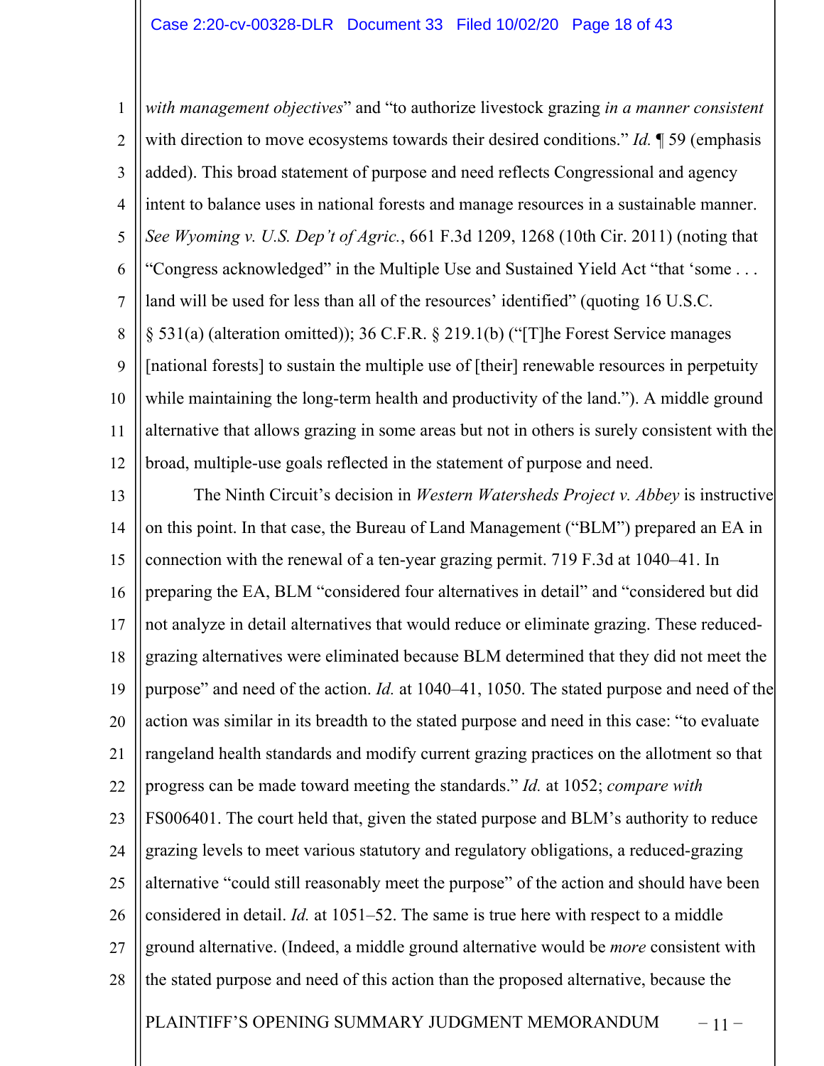*with management objectives*" and "to authorize livestock grazing *in a manner consistent* with direction to move ecosystems towards their desired conditions." *Id.* ¶ 59 (emphasis added). This broad statement of purpose and need reflects Congressional and agency intent to balance uses in national forests and manage resources in a sustainable manner. *See Wyoming v. U.S. Dep't of Agric.*, 661 F.3d 1209, 1268 (10th Cir. 2011) (noting that "Congress acknowledged" in the Multiple Use and Sustained Yield Act "that 'some . . . land will be used for less than all of the resources' identified" (quoting 16 U.S.C. § 531(a) (alteration omitted)); 36 C.F.R. § 219.1(b) ("[T]he Forest Service manages [national forests] to sustain the multiple use of [their] renewable resources in perpetuity while maintaining the long-term health and productivity of the land."). A middle ground alternative that allows grazing in some areas but not in others is surely consistent with the broad, multiple-use goals reflected in the statement of purpose and need.

The Ninth Circuit's decision in *Western Watersheds Project v. Abbey* is instructive on this point. In that case, the Bureau of Land Management ("BLM") prepared an EA in connection with the renewal of a ten-year grazing permit. 719 F.3d at 1040–41. In preparing the EA, BLM "considered four alternatives in detail" and "considered but did not analyze in detail alternatives that would reduce or eliminate grazing. These reduced-grazing alternatives were eliminated because BLM determined that they did not meet the purpose" and need of the action. *Id.* at 1040–41, 1050. The stated purpose and need of the action was similar in its breadth to the stated purpose and need in this case: "to evaluate rangeland health standards and modify current grazing practices on the allotment so that progress can be made toward meeting the standards." *Id.* at 1052; *compare with* FS006401. The court held that, given the stated purpose and BLM's authority to reduce grazing levels to meet various statutory and regulatory obligations, a reduced-grazing alternative "could still reasonably meet the purpose" of the action and should have been considered in detail. *Id.* at 1051–52. The same is true here with respect to a middle ground alternative. (Indeed, a middle ground alternative would be *more* consistent with the stated purpose and need of this action than the proposed alternative, because the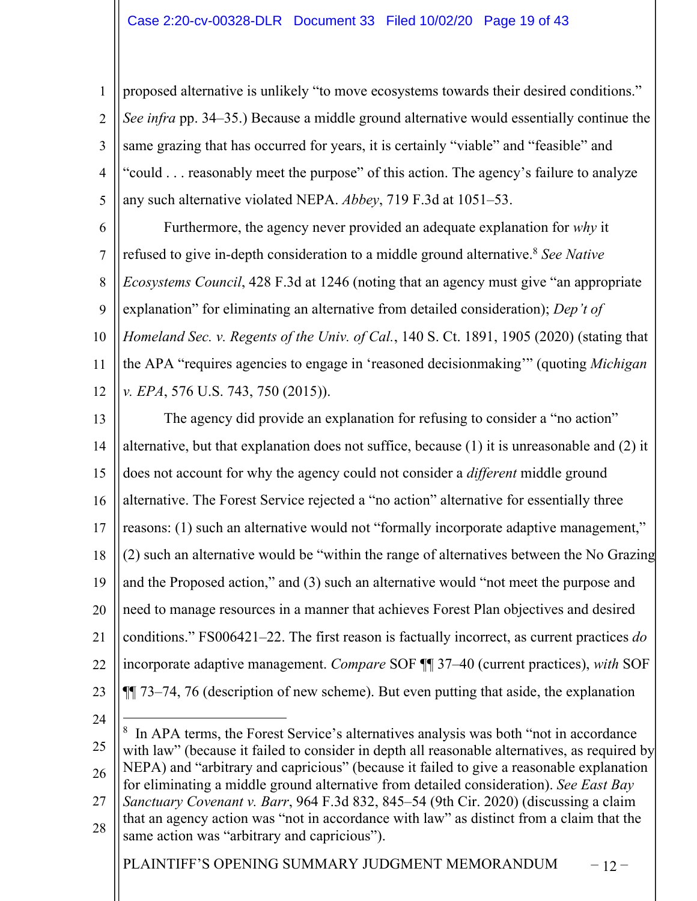proposed alternative is unlikely "to move ecosystems towards their desired conditions." *See infra* pp. 34–35.) Because a middle ground alternative would essentially continue the same grazing that has occurred for years, it is certainly "viable" and "feasible" and "could . . . reasonably meet the purpose" of this action. The agency's failure to analyze any such alternative violated NEPA. *Abbey*, 719 F.3d at 1051–53.

Furthermore, the agency never provided an adequate explanation for *why* it refused to give in-depth consideration to a middle ground alternative.[8] *See Native Ecosystems Council*, 428 F.3d at 1246 (noting that an agency must give "an appropriate explanation" for eliminating an alternative from detailed consideration); *Dep't of Homeland Sec. v. Regents of the Univ. of Cal.*, 140 S. Ct. 1891, 1905 (2020) (stating that the APA "requires agencies to engage in 'reasoned decisionmaking'" (quoting *Michigan v. EPA*, 576 U.S. 743, 750 (2015)).

The agency did provide an explanation for refusing to consider a "no action" alternative, but that explanation does not suffice, because (1) it is unreasonable and (2) it does not account for why the agency could not consider a *different* middle ground alternative. The Forest Service rejected a "no action" alternative for essentially three reasons: (1) such an alternative would not "formally incorporate adaptive management," (2) such an alternative would be "within the range of alternatives between the No Grazing and the Proposed action," and (3) such an alternative would "not meet the purpose and need to manage resources in a manner that achieves Forest Plan objectives and desired conditions." FS006421–22. The first reason is factually incorrect, as current practices *do* incorporate adaptive management. *Compare* SOF ¶¶ 37–40 (current practices), *with* SOF ¶¶ 73–74, 76 (description of new scheme). But even putting that aside, the explanation

---

[8] In APA terms, the Forest Service's alternatives analysis was both "not in accordance with law" (because it failed to consider in depth all reasonable alternatives, as required by NEPA) and "arbitrary and capricious" (because it failed to give a reasonable explanation for eliminating a middle ground alternative from detailed consideration). *See East Bay Sanctuary Covenant v. Barr*, 964 F.3d 832, 845–54 (9th Cir. 2020) (discussing a claim that an agency action was "not in accordance with law" as distinct from a claim that the same action was "arbitrary and capricious").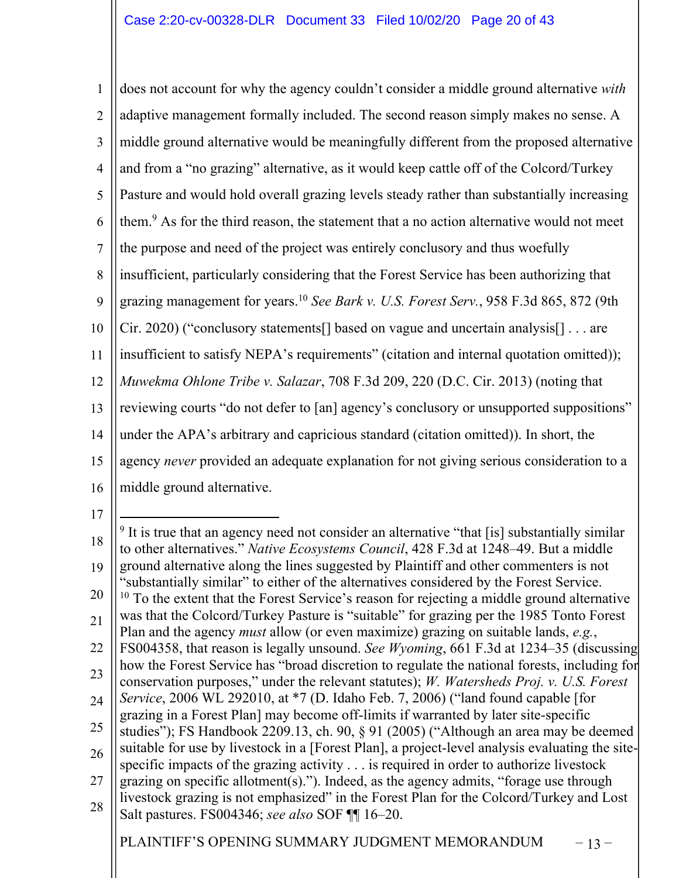does not account for why the agency couldn't consider a middle ground alternative *with* adaptive management formally included. The second reason simply makes no sense. A middle ground alternative would be meaningfully different from the proposed alternative and from a "no grazing" alternative, as it would keep cattle off of the Colcord/Turkey Pasture and would hold overall grazing levels steady rather than substantially increasing them.[9] As for the third reason, the statement that a no action alternative would not meet the purpose and need of the project was entirely conclusory and thus woefully insufficient, particularly considering that the Forest Service has been authorizing that grazing management for years.[10] *See Bark v. U.S. Forest Serv.*, 958 F.3d 865, 872 (9th Cir. 2020) ("conclusory statements[] based on vague and uncertain analysis[] . . . are insufficient to satisfy NEPA's requirements" (citation and internal quotation omitted)); *Muwekma Ohlone Tribe v. Salazar*, 708 F.3d 209, 220 (D.C. Cir. 2013) (noting that reviewing courts "do not defer to [an] agency's conclusory or unsupported suppositions" under the APA's arbitrary and capricious standard (citation omitted)). In short, the agency *never* provided an adequate explanation for not giving serious consideration to a middle ground alternative.

---

[9] It is true that an agency need not consider an alternative "that [is] substantially similar to other alternatives." *Native Ecosystems Council*, 428 F.3d at 1248–49. But a middle ground alternative along the lines suggested by Plaintiff and other commenters is not "substantially similar" to either of the alternatives considered by the Forest Service.

[10] To the extent that the Forest Service's reason for rejecting a middle ground alternative was that the Colcord/Turkey Pasture is "suitable" for grazing per the 1985 Tonto Forest Plan and the agency *must* allow (or even maximize) grazing on suitable lands, *e.g.*, FS004358, that reason is legally unsound. *See Wyoming*, 661 F.3d at 1234–35 (discussing how the Forest Service has "broad discretion to regulate the national forests, including for conservation purposes," under the relevant statutes); *W. Watersheds Proj. v. U.S. Forest Service*, 2006 WL 292010, at *7 (D. Idaho Feb. 7, 2006) ("land found capable [for grazing in a Forest Plan] may become off-limits if warranted by later site-specific studies"); FS Handbook 2209.13, ch. 90, § 91 (2005) ("Although an area may be deemed suitable for use by livestock in a [Forest Plan], a project-level analysis evaluating the site-specific impacts of the grazing activity . . . is required in order to authorize livestock grazing on specific allotment(s)."). Indeed, as the agency admits, "forage use through livestock grazing is not emphasized" in the Forest Plan for the Colcord/Turkey and Lost Salt pastures. FS004346; *see also* SOF ¶¶ 16–20.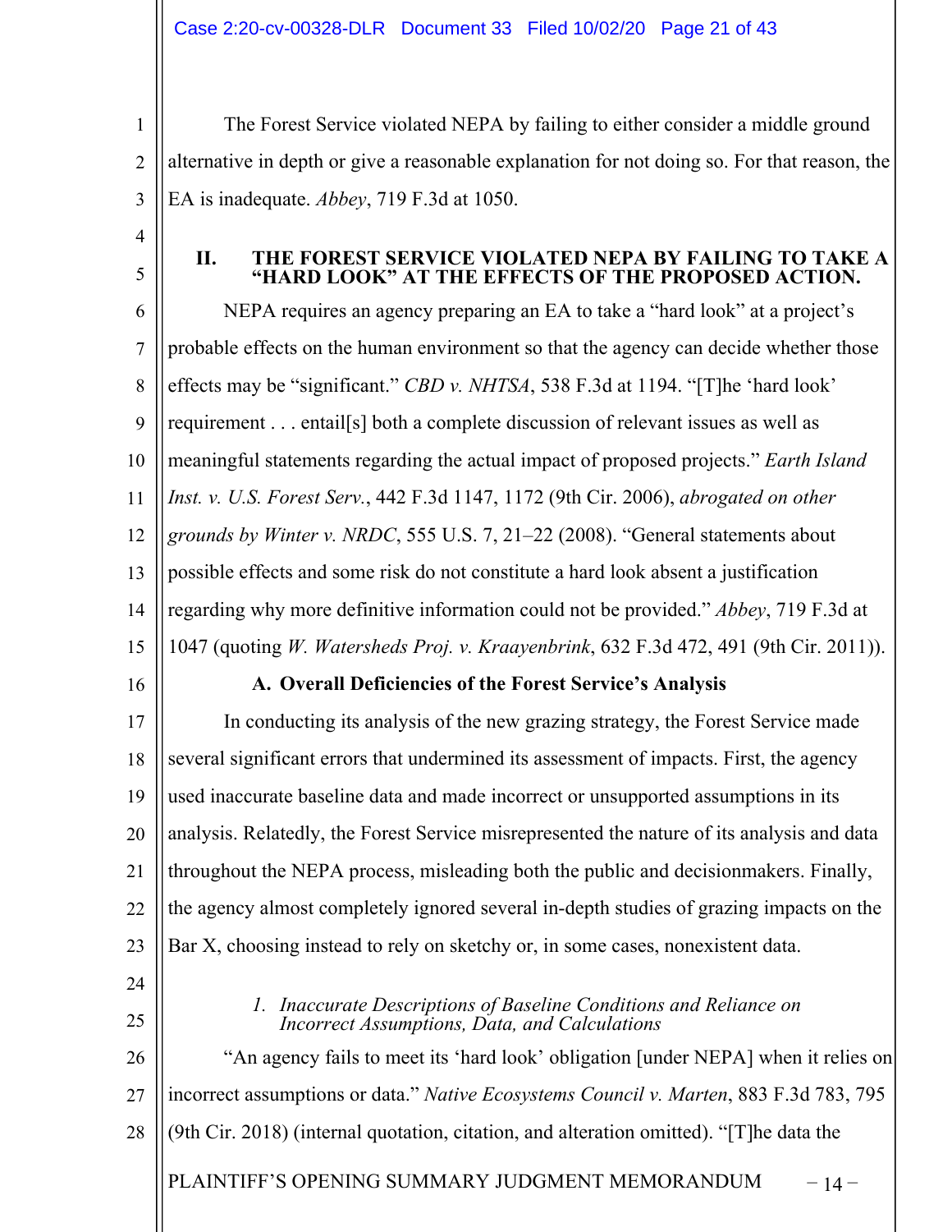The Forest Service violated NEPA by failing to either consider a middle ground alternative in depth or give a reasonable explanation for not doing so. For that reason, the EA is inadequate. *Abbey*, 719 F.3d at 1050.

## II. THE FOREST SERVICE VIOLATED NEPA BY FAILING TO TAKE A "HARD LOOK" AT THE EFFECTS OF THE PROPOSED ACTION.

NEPA requires an agency preparing an EA to take a "hard look" at a project's probable effects on the human environment so that the agency can decide whether those effects may be "significant." *CBD v. NHTSA*, 538 F.3d at 1194. "[T]he 'hard look' requirement . . . entail[s] both a complete discussion of relevant issues as well as meaningful statements regarding the actual impact of proposed projects." *Earth Island Inst. v. U.S. Forest Serv.*, 442 F.3d 1147, 1172 (9th Cir. 2006), *abrogated on other grounds by Winter v. NRDC*, 555 U.S. 7, 21–22 (2008). "General statements about possible effects and some risk do not constitute a hard look absent a justification regarding why more definitive information could not be provided." *Abbey*, 719 F.3d at 1047 (quoting *W. Watersheds Proj. v. Kraayenbrink*, 632 F.3d 472, 491 (9th Cir. 2011)).

### A. Overall Deficiencies of the Forest Service's Analysis

In conducting its analysis of the new grazing strategy, the Forest Service made several significant errors that undermined its assessment of impacts. First, the agency used inaccurate baseline data and made incorrect or unsupported assumptions in its analysis. Relatedly, the Forest Service misrepresented the nature of its analysis and data throughout the NEPA process, misleading both the public and decisionmakers. Finally, the agency almost completely ignored several in-depth studies of grazing impacts on the Bar X, choosing instead to rely on sketchy or, in some cases, nonexistent data.

#### 1. *Inaccurate Descriptions of Baseline Conditions and Reliance on Incorrect Assumptions, Data, and Calculations*

"An agency fails to meet its 'hard look' obligation [under NEPA] when it relies on incorrect assumptions or data." *Native Ecosystems Council v. Marten*, 883 F.3d 783, 795 (9th Cir. 2018) (internal quotation, citation, and alteration omitted). "[T]he data the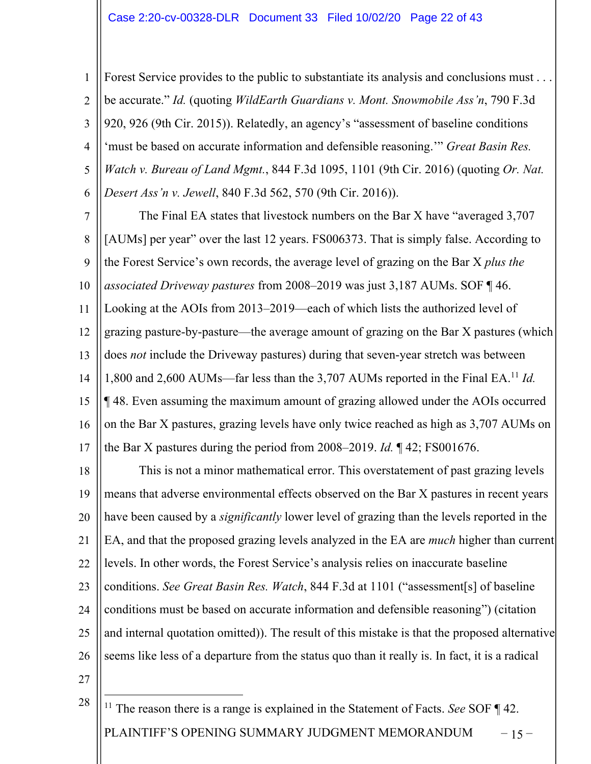Forest Service provides to the public to substantiate its analysis and conclusions must . . . be accurate." *Id.* (quoting *WildEarth Guardians v. Mont. Snowmobile Ass'n*, 790 F.3d 920, 926 (9th Cir. 2015)). Relatedly, an agency's "assessment of baseline conditions 'must be based on accurate information and defensible reasoning.'" *Great Basin Res. Watch v. Bureau of Land Mgmt.*, 844 F.3d 1095, 1101 (9th Cir. 2016) (quoting *Or. Nat. Desert Ass'n v. Jewell*, 840 F.3d 562, 570 (9th Cir. 2016)).

The Final EA states that livestock numbers on the Bar X have "averaged 3,707 [AUMs] per year" over the last 12 years. FS006373. That is simply false. According to the Forest Service's own records, the average level of grazing on the Bar X *plus the associated Driveway pastures* from 2008–2019 was just 3,187 AUMs. SOF ¶ 46. Looking at the AOIs from 2013–2019—each of which lists the authorized level of grazing pasture-by-pasture—the average amount of grazing on the Bar X pastures (which does *not* include the Driveway pastures) during that seven-year stretch was between 1,800 and 2,600 AUMs—far less than the 3,707 AUMs reported in the Final EA.[11] *Id.* ¶ 48. Even assuming the maximum amount of grazing allowed under the AOIs occurred on the Bar X pastures, grazing levels have only twice reached as high as 3,707 AUMs on the Bar X pastures during the period from 2008–2019. *Id.* ¶ 42; FS001676.

This is not a minor mathematical error. This overstatement of past grazing levels means that adverse environmental effects observed on the Bar X pastures in recent years have been caused by a *significantly* lower level of grazing than the levels reported in the EA, and that the proposed grazing levels analyzed in the EA are *much* higher than current levels. In other words, the Forest Service's analysis relies on inaccurate baseline conditions. *See Great Basin Res. Watch*, 844 F.3d at 1101 ("assessment[s] of baseline conditions must be based on accurate information and defensible reasoning") (citation and internal quotation omitted)). The result of this mistake is that the proposed alternative seems like less of a departure from the status quo than it really is. In fact, it is a radical

[11] The reason there is a range is explained in the Statement of Facts. *See* SOF ¶ 42.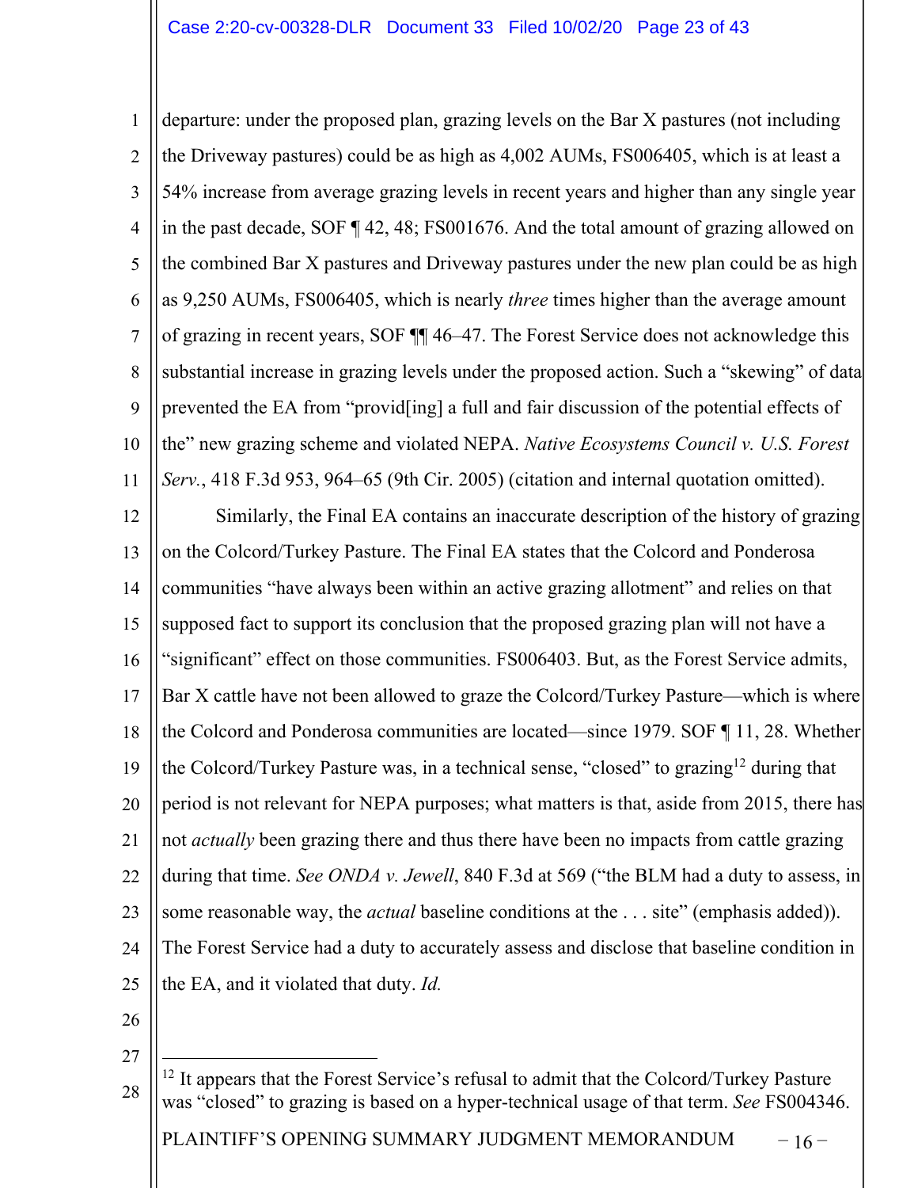departure: under the proposed plan, grazing levels on the Bar X pastures (not including the Driveway pastures) could be as high as 4,002 AUMs, FS006405, which is at least a 54% increase from average grazing levels in recent years and higher than any single year in the past decade, SOF ¶ 42, 48; FS001676. And the total amount of grazing allowed on the combined Bar X pastures and Driveway pastures under the new plan could be as high as 9,250 AUMs, FS006405, which is nearly *three* times higher than the average amount of grazing in recent years, SOF ¶¶ 46–47. The Forest Service does not acknowledge this substantial increase in grazing levels under the proposed action. Such a "skewing" of data prevented the EA from "provid[ing] a full and fair discussion of the potential effects of the" new grazing scheme and violated NEPA. *Native Ecosystems Council v. U.S. Forest Serv.*, 418 F.3d 953, 964–65 (9th Cir. 2005) (citation and internal quotation omitted).

Similarly, the Final EA contains an inaccurate description of the history of grazing on the Colcord/Turkey Pasture. The Final EA states that the Colcord and Ponderosa communities "have always been within an active grazing allotment" and relies on that supposed fact to support its conclusion that the proposed grazing plan will not have a "significant" effect on those communities. FS006403. But, as the Forest Service admits, Bar X cattle have not been allowed to graze the Colcord/Turkey Pasture—which is where the Colcord and Ponderosa communities are located—since 1979. SOF ¶ 11, 28. Whether the Colcord/Turkey Pasture was, in a technical sense, "closed" to grazing[12] during that period is not relevant for NEPA purposes; what matters is that, aside from 2015, there has not *actually* been grazing there and thus there have been no impacts from cattle grazing during that time. *See ONDA v. Jewell*, 840 F.3d at 569 ("the BLM had a duty to assess, in some reasonable way, the *actual* baseline conditions at the . . . site" (emphasis added)). The Forest Service had a duty to accurately assess and disclose that baseline condition in the EA, and it violated that duty. *Id.*

---

[12] It appears that the Forest Service's refusal to admit that the Colcord/Turkey Pasture was "closed" to grazing is based on a hyper-technical usage of that term. *See* FS004346.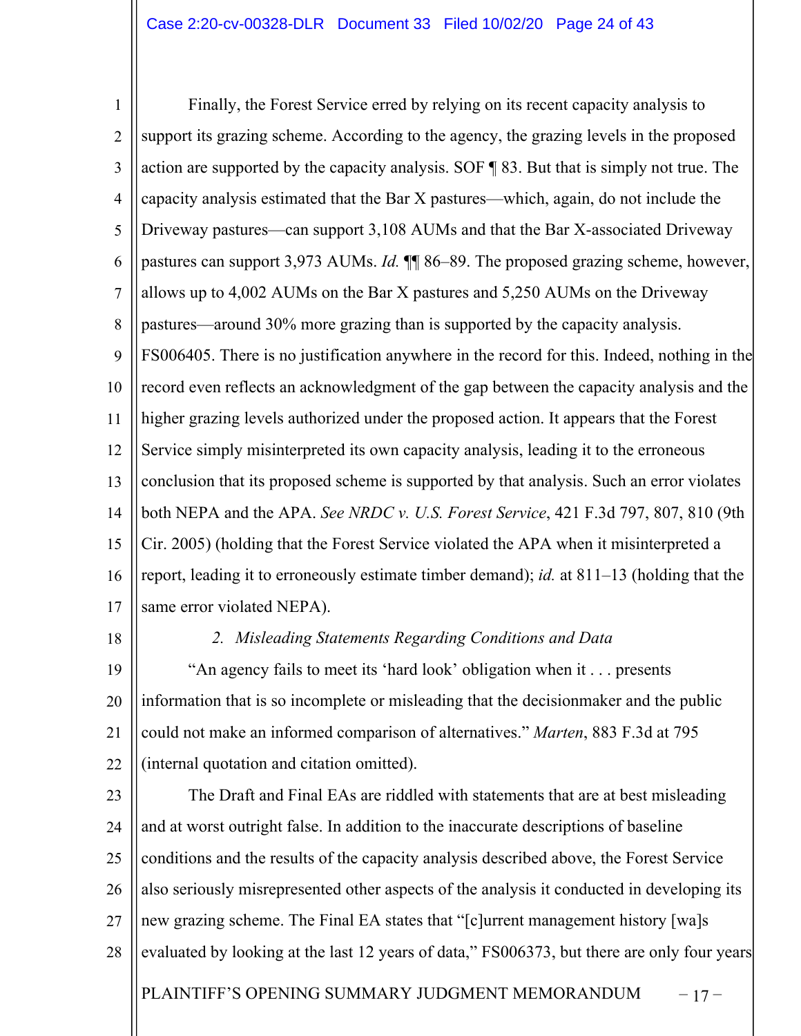Finally, the Forest Service erred by relying on its recent capacity analysis to support its grazing scheme. According to the agency, the grazing levels in the proposed action are supported by the capacity analysis. SOF ¶ 83. But that is simply not true. The capacity analysis estimated that the Bar X pastures—which, again, do not include the Driveway pastures—can support 3,108 AUMs and that the Bar X-associated Driveway pastures can support 3,973 AUMs. *Id.* ¶¶ 86–89. The proposed grazing scheme, however, allows up to 4,002 AUMs on the Bar X pastures and 5,250 AUMs on the Driveway pastures—around 30% more grazing than is supported by the capacity analysis. FS006405. There is no justification anywhere in the record for this. Indeed, nothing in the record even reflects an acknowledgment of the gap between the capacity analysis and the higher grazing levels authorized under the proposed action. It appears that the Forest Service simply misinterpreted its own capacity analysis, leading it to the erroneous conclusion that its proposed scheme is supported by that analysis. Such an error violates both NEPA and the APA. *See NRDC v. U.S. Forest Service*, 421 F.3d 797, 807, 810 (9th Cir. 2005) (holding that the Forest Service violated the APA when it misinterpreted a report, leading it to erroneously estimate timber demand); *id.* at 811–13 (holding that the same error violated NEPA).

*2. Misleading Statements Regarding Conditions and Data*

"An agency fails to meet its 'hard look' obligation when it . . . presents information that is so incomplete or misleading that the decisionmaker and the public could not make an informed comparison of alternatives." *Marten*, 883 F.3d at 795 (internal quotation and citation omitted).

The Draft and Final EAs are riddled with statements that are at best misleading and at worst outright false. In addition to the inaccurate descriptions of baseline conditions and the results of the capacity analysis described above, the Forest Service also seriously misrepresented other aspects of the analysis it conducted in developing its new grazing scheme. The Final EA states that "[c]urrent management history [wa]s evaluated by looking at the last 12 years of data," FS006373, but there are only four years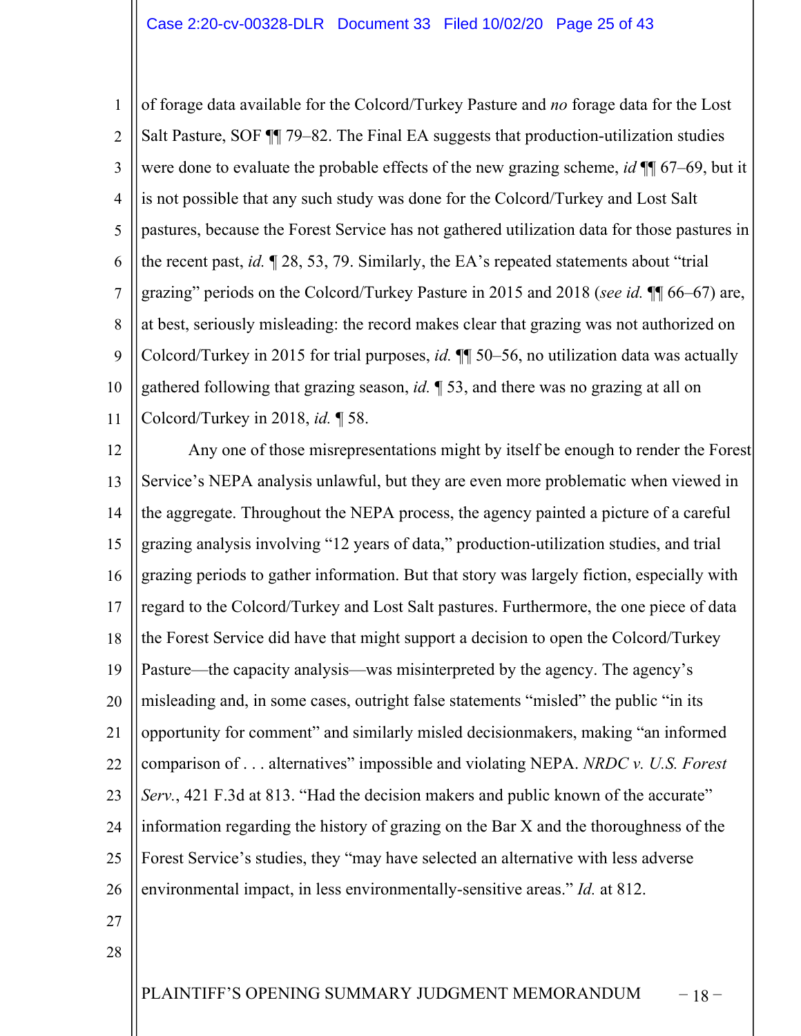of forage data available for the Colcord/Turkey Pasture and *no* forage data for the Lost Salt Pasture, SOF ¶¶ 79–82. The Final EA suggests that production-utilization studies were done to evaluate the probable effects of the new grazing scheme, *id* ¶¶ 67–69, but it is not possible that any such study was done for the Colcord/Turkey and Lost Salt pastures, because the Forest Service has not gathered utilization data for those pastures in the recent past, *id.* ¶ 28, 53, 79. Similarly, the EA's repeated statements about "trial grazing" periods on the Colcord/Turkey Pasture in 2015 and 2018 (*see id.* ¶¶ 66–67) are, at best, seriously misleading: the record makes clear that grazing was not authorized on Colcord/Turkey in 2015 for trial purposes, *id.* ¶¶ 50–56, no utilization data was actually gathered following that grazing season, *id.* ¶ 53, and there was no grazing at all on Colcord/Turkey in 2018, *id.* ¶ 58.

Any one of those misrepresentations might by itself be enough to render the Forest Service's NEPA analysis unlawful, but they are even more problematic when viewed in the aggregate. Throughout the NEPA process, the agency painted a picture of a careful grazing analysis involving "12 years of data," production-utilization studies, and trial grazing periods to gather information. But that story was largely fiction, especially with regard to the Colcord/Turkey and Lost Salt pastures. Furthermore, the one piece of data the Forest Service did have that might support a decision to open the Colcord/Turkey Pasture—the capacity analysis—was misinterpreted by the agency. The agency's misleading and, in some cases, outright false statements "misled" the public "in its opportunity for comment" and similarly misled decisionmakers, making "an informed comparison of . . . alternatives" impossible and violating NEPA. *NRDC v. U.S. Forest Serv.*, 421 F.3d at 813. "Had the decision makers and public known of the accurate" information regarding the history of grazing on the Bar X and the thoroughness of the Forest Service's studies, they "may have selected an alternative with less adverse environmental impact, in less environmentally-sensitive areas." *Id.* at 812.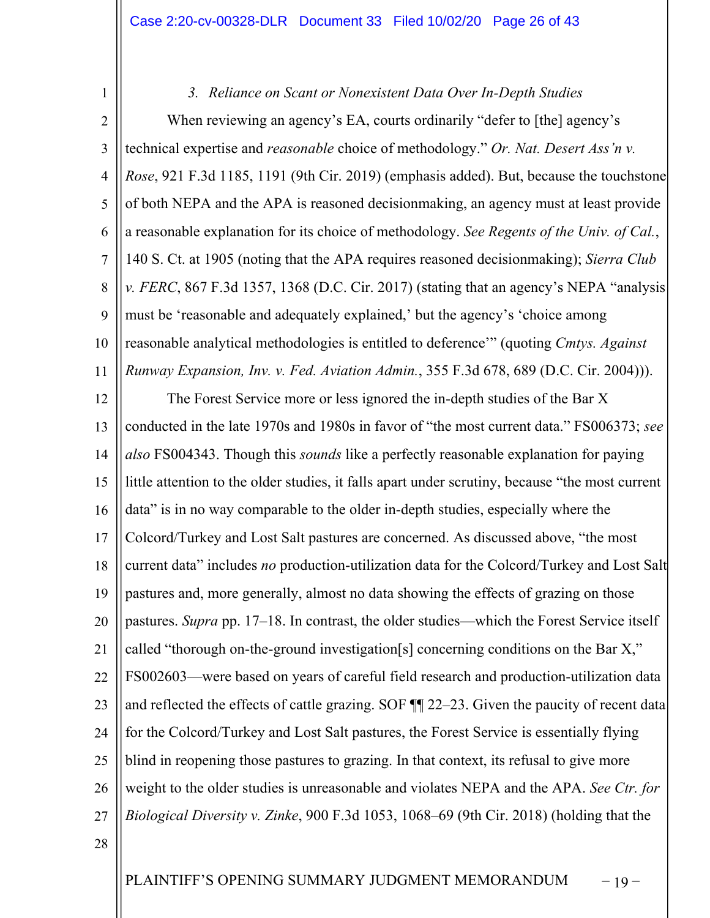### *3. Reliance on Scant or Nonexistent Data Over In-Depth Studies*

When reviewing an agency's EA, courts ordinarily "defer to [the] agency's technical expertise and *reasonable* choice of methodology." *Or. Nat. Desert Ass'n v. Rose*, 921 F.3d 1185, 1191 (9th Cir. 2019) (emphasis added). But, because the touchstone of both NEPA and the APA is reasoned decisionmaking, an agency must at least provide a reasonable explanation for its choice of methodology. *See Regents of the Univ. of Cal.*, 140 S. Ct. at 1905 (noting that the APA requires reasoned decisionmaking); *Sierra Club v. FERC*, 867 F.3d 1357, 1368 (D.C. Cir. 2017) (stating that an agency's NEPA "analysis must be 'reasonable and adequately explained,' but the agency's 'choice among reasonable analytical methodologies is entitled to deference'" (quoting *Cmtys. Against Runway Expansion, Inv. v. Fed. Aviation Admin.*, 355 F.3d 678, 689 (D.C. Cir. 2004))).

The Forest Service more or less ignored the in-depth studies of the Bar X conducted in the late 1970s and 1980s in favor of "the most current data." FS006373; *see also* FS004343. Though this *sounds* like a perfectly reasonable explanation for paying little attention to the older studies, it falls apart under scrutiny, because "the most current data" is in no way comparable to the older in-depth studies, especially where the Colcord/Turkey and Lost Salt pastures are concerned. As discussed above, "the most current data" includes *no* production-utilization data for the Colcord/Turkey and Lost Salt pastures and, more generally, almost no data showing the effects of grazing on those pastures. *Supra* pp. 17–18. In contrast, the older studies—which the Forest Service itself called "thorough on-the-ground investigation[s] concerning conditions on the Bar X," FS002603—were based on years of careful field research and production-utilization data and reflected the effects of cattle grazing. SOF ¶¶ 22–23. Given the paucity of recent data for the Colcord/Turkey and Lost Salt pastures, the Forest Service is essentially flying blind in reopening those pastures to grazing. In that context, its refusal to give more weight to the older studies is unreasonable and violates NEPA and the APA. *See Ctr. for Biological Diversity v. Zinke*, 900 F.3d 1053, 1068–69 (9th Cir. 2018) (holding that the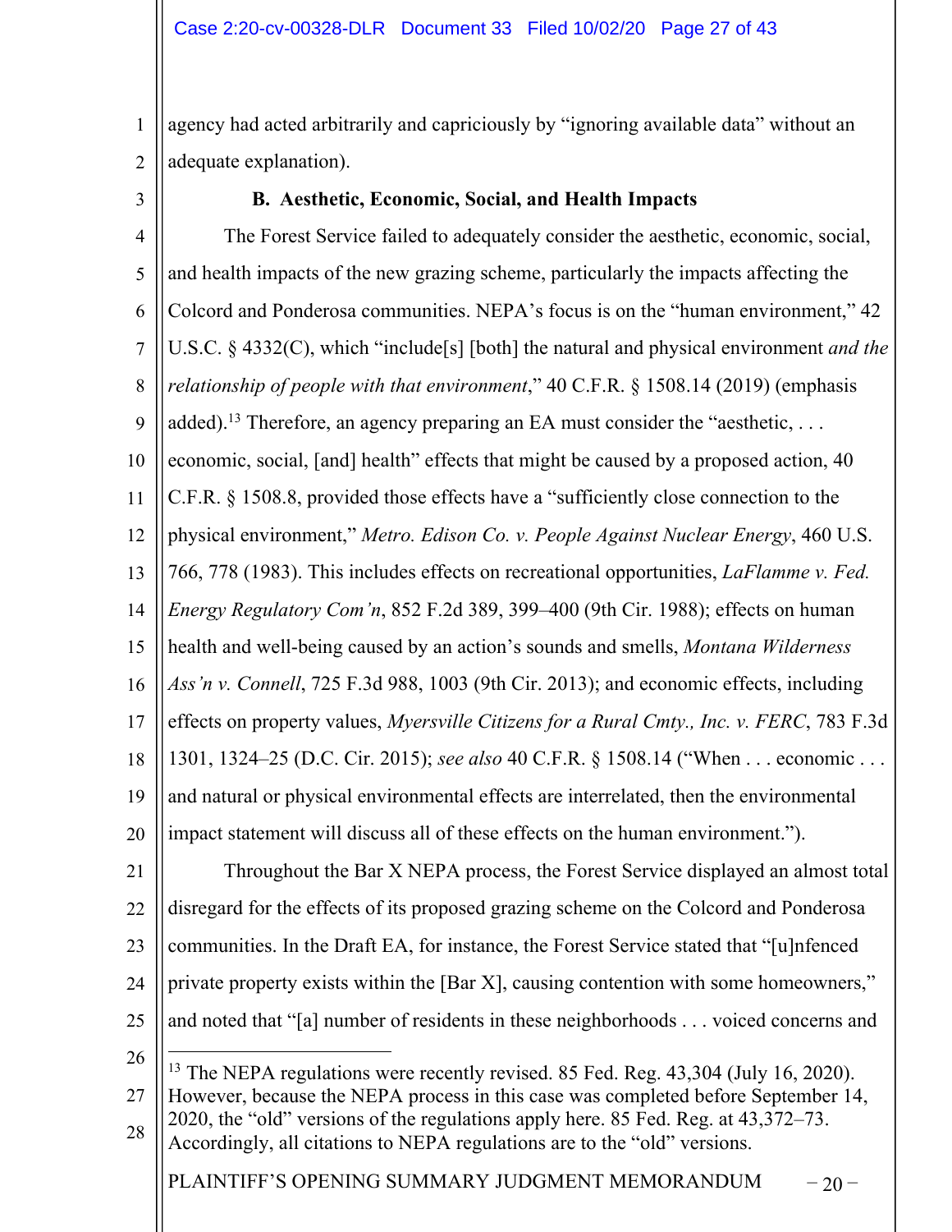agency had acted arbitrarily and capriciously by "ignoring available data" without an adequate explanation).

### B. Aesthetic, Economic, Social, and Health Impacts

The Forest Service failed to adequately consider the aesthetic, economic, social, and health impacts of the new grazing scheme, particularly the impacts affecting the Colcord and Ponderosa communities. NEPA's focus is on the "human environment," 42 U.S.C. § 4332(C), which "include[s] [both] the natural and physical environment *and the relationship of people with that environment*," 40 C.F.R. § 1508.14 (2019) (emphasis added).[13] Therefore, an agency preparing an EA must consider the "aesthetic, . . . economic, social, [and] health" effects that might be caused by a proposed action, 40 C.F.R. § 1508.8, provided those effects have a "sufficiently close connection to the physical environment," *Metro. Edison Co. v. People Against Nuclear Energy*, 460 U.S. 766, 778 (1983). This includes effects on recreational opportunities, *LaFlamme v. Fed. Energy Regulatory Com'n*, 852 F.2d 389, 399–400 (9th Cir. 1988); effects on human health and well-being caused by an action's sounds and smells, *Montana Wilderness Ass'n v. Connell*, 725 F.3d 988, 1003 (9th Cir. 2013); and economic effects, including effects on property values, *Myersville Citizens for a Rural Cmty., Inc. v. FERC*, 783 F.3d 1301, 1324–25 (D.C. Cir. 2015); *see also* 40 C.F.R. § 1508.14 ("When . . . economic . . . and natural or physical environmental effects are interrelated, then the environmental impact statement will discuss all of these effects on the human environment.").

Throughout the Bar X NEPA process, the Forest Service displayed an almost total disregard for the effects of its proposed grazing scheme on the Colcord and Ponderosa communities. In the Draft EA, for instance, the Forest Service stated that "[u]nfenced private property exists within the [Bar X], causing contention with some homeowners," and noted that "[a] number of residents in these neighborhoods . . . voiced concerns and

---

[13] The NEPA regulations were recently revised. 85 Fed. Reg. 43,304 (July 16, 2020). However, because the NEPA process in this case was completed before September 14, 2020, the "old" versions of the regulations apply here. 85 Fed. Reg. at 43,372–73. Accordingly, all citations to NEPA regulations are to the "old" versions.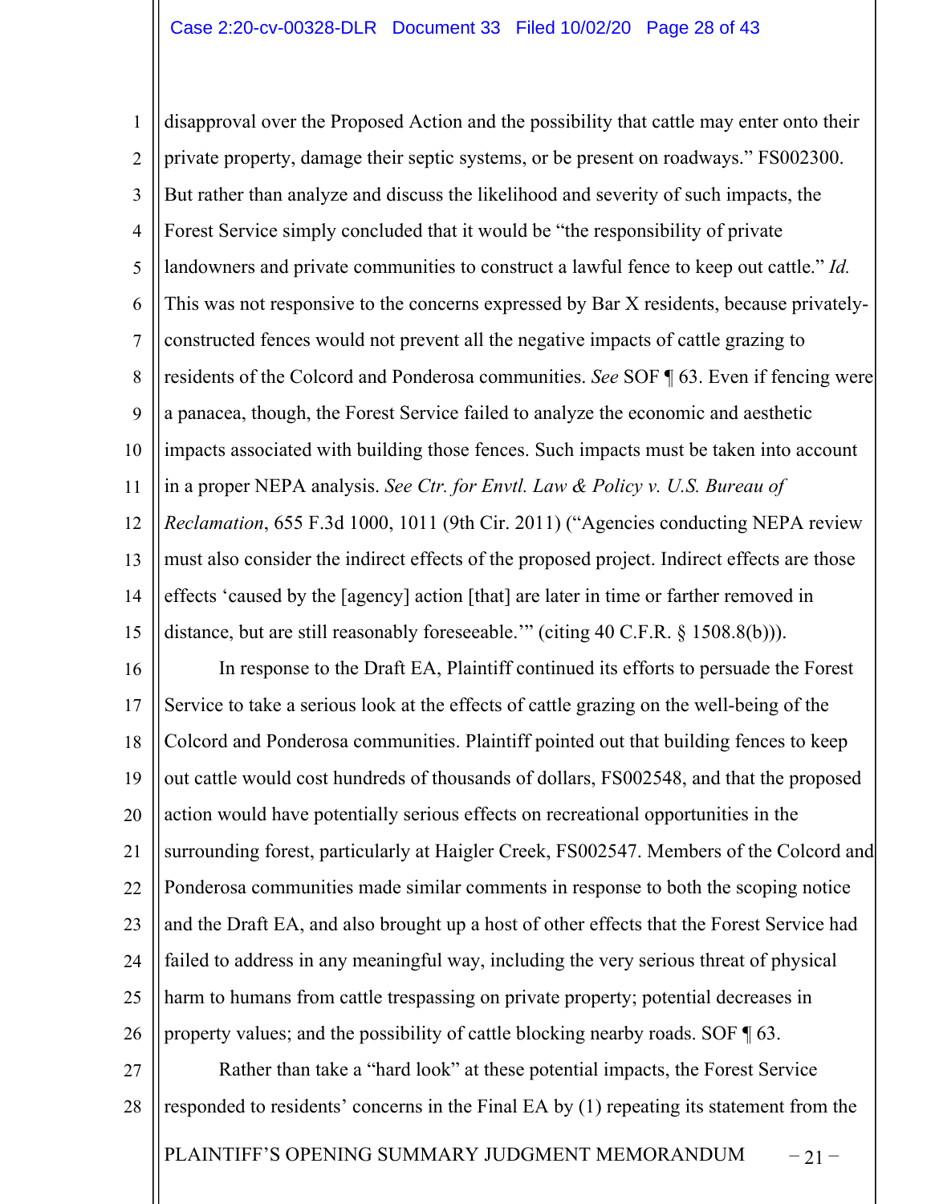disapproval over the Proposed Action and the possibility that cattle may enter onto their private property, damage their septic systems, or be present on roadways." FS002300. But rather than analyze and discuss the likelihood and severity of such impacts, the Forest Service simply concluded that it would be "the responsibility of private landowners and private communities to construct a lawful fence to keep out cattle." *Id.* This was not responsive to the concerns expressed by Bar X residents, because privately-constructed fences would not prevent all the negative impacts of cattle grazing to residents of the Colcord and Ponderosa communities. *See* SOF ¶ 63. Even if fencing were a panacea, though, the Forest Service failed to analyze the economic and aesthetic impacts associated with building those fences. Such impacts must be taken into account in a proper NEPA analysis. *See Ctr. for Envtl. Law & Policy v. U.S. Bureau of Reclamation*, 655 F.3d 1000, 1011 (9th Cir. 2011) ("Agencies conducting NEPA review must also consider the indirect effects of the proposed project. Indirect effects are those effects 'caused by the [agency] action [that] are later in time or farther removed in distance, but are still reasonably foreseeable.'" (citing 40 C.F.R. § 1508.8(b))).

In response to the Draft EA, Plaintiff continued its efforts to persuade the Forest Service to take a serious look at the effects of cattle grazing on the well-being of the Colcord and Ponderosa communities. Plaintiff pointed out that building fences to keep out cattle would cost hundreds of thousands of dollars, FS002548, and that the proposed action would have potentially serious effects on recreational opportunities in the surrounding forest, particularly at Haigler Creek, FS002547. Members of the Colcord and Ponderosa communities made similar comments in response to both the scoping notice and the Draft EA, and also brought up a host of other effects that the Forest Service had failed to address in any meaningful way, including the very serious threat of physical harm to humans from cattle trespassing on private property; potential decreases in property values; and the possibility of cattle blocking nearby roads. SOF ¶ 63.

Rather than take a "hard look" at these potential impacts, the Forest Service responded to residents' concerns in the Final EA by (1) repeating its statement from the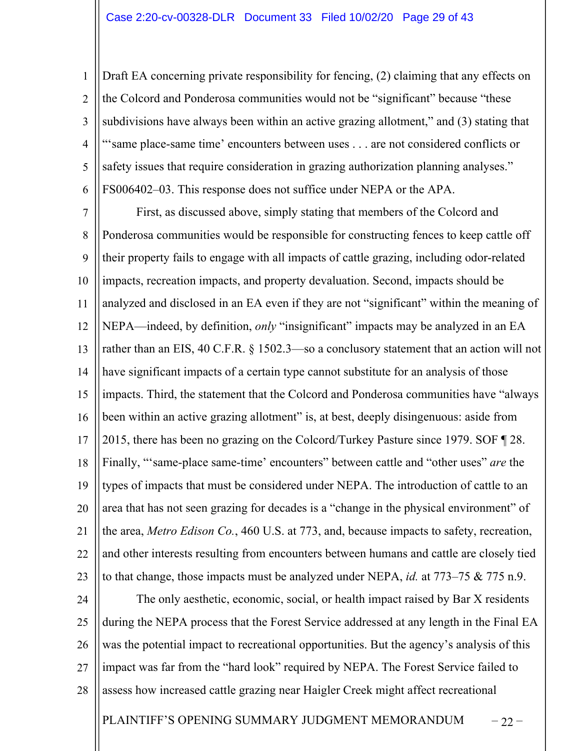Draft EA concerning private responsibility for fencing, (2) claiming that any effects on the Colcord and Ponderosa communities would not be "significant" because "these subdivisions have always been within an active grazing allotment," and (3) stating that "'same place-same time' encounters between uses . . . are not considered conflicts or safety issues that require consideration in grazing authorization planning analyses." FS006402–03. This response does not suffice under NEPA or the APA.

First, as discussed above, simply stating that members of the Colcord and Ponderosa communities would be responsible for constructing fences to keep cattle off their property fails to engage with all impacts of cattle grazing, including odor-related impacts, recreation impacts, and property devaluation. Second, impacts should be analyzed and disclosed in an EA even if they are not "significant" within the meaning of NEPA—indeed, by definition, *only* "insignificant" impacts may be analyzed in an EA rather than an EIS, 40 C.F.R. § 1502.3—so a conclusory statement that an action will not have significant impacts of a certain type cannot substitute for an analysis of those impacts. Third, the statement that the Colcord and Ponderosa communities have "always been within an active grazing allotment" is, at best, deeply disingenuous: aside from 2015, there has been no grazing on the Colcord/Turkey Pasture since 1979. SOF ¶ 28. Finally, "'same-place same-time' encounters" between cattle and "other uses" *are* the types of impacts that must be considered under NEPA. The introduction of cattle to an area that has not seen grazing for decades is a "change in the physical environment" of the area, *Metro Edison Co.*, 460 U.S. at 773, and, because impacts to safety, recreation, and other interests resulting from encounters between humans and cattle are closely tied to that change, those impacts must be analyzed under NEPA, *id.* at 773–75 & 775 n.9.

The only aesthetic, economic, social, or health impact raised by Bar X residents during the NEPA process that the Forest Service addressed at any length in the Final EA was the potential impact to recreational opportunities. But the agency's analysis of this impact was far from the "hard look" required by NEPA. The Forest Service failed to assess how increased cattle grazing near Haigler Creek might affect recreational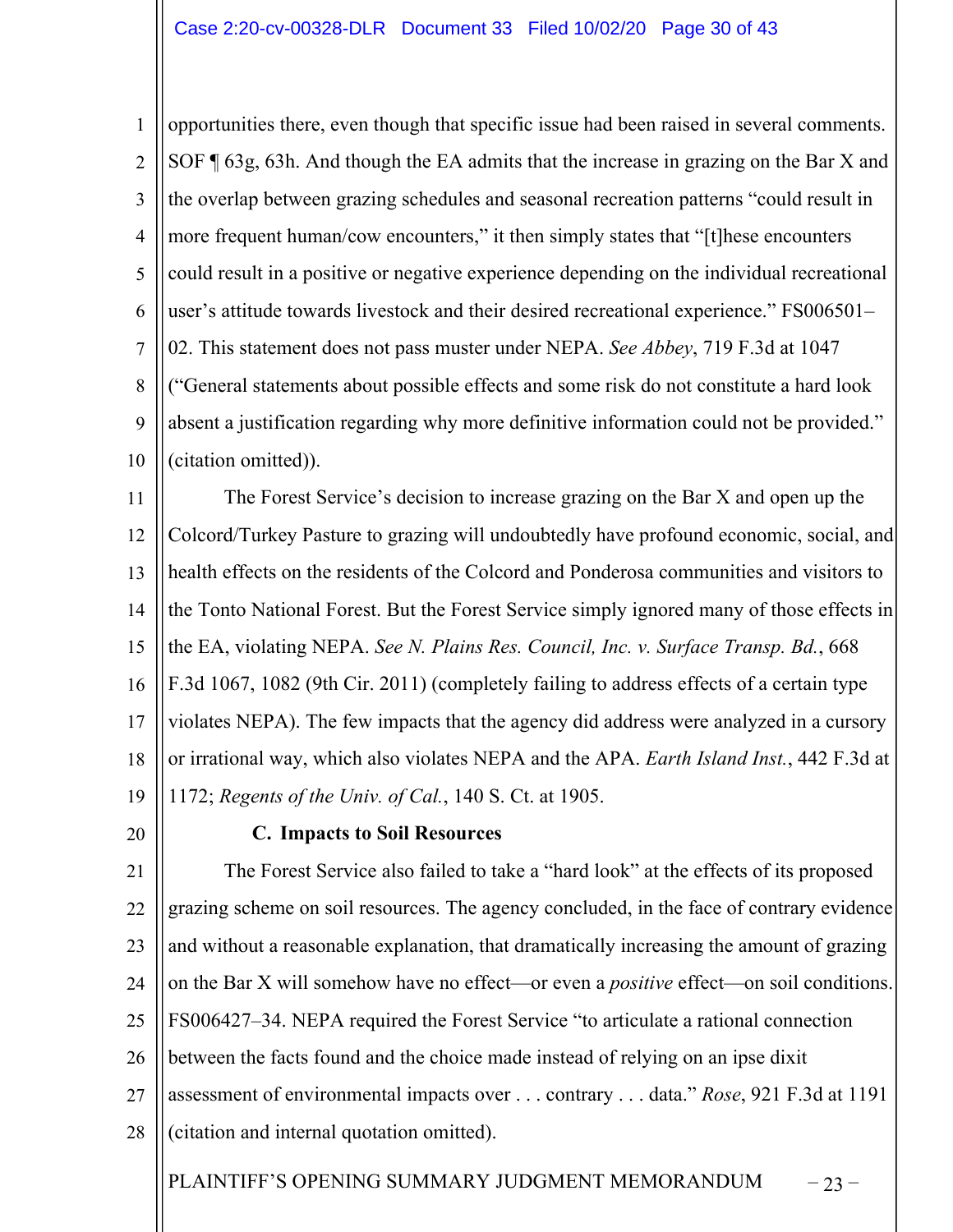opportunities there, even though that specific issue had been raised in several comments. SOF ¶ 63g, 63h. And though the EA admits that the increase in grazing on the Bar X and the overlap between grazing schedules and seasonal recreation patterns "could result in more frequent human/cow encounters," it then simply states that "[t]hese encounters could result in a positive or negative experience depending on the individual recreational user's attitude towards livestock and their desired recreational experience." FS006501–02. This statement does not pass muster under NEPA. *See Abbey*, 719 F.3d at 1047 ("General statements about possible effects and some risk do not constitute a hard look absent a justification regarding why more definitive information could not be provided." (citation omitted)).

The Forest Service's decision to increase grazing on the Bar X and open up the Colcord/Turkey Pasture to grazing will undoubtedly have profound economic, social, and health effects on the residents of the Colcord and Ponderosa communities and visitors to the Tonto National Forest. But the Forest Service simply ignored many of those effects in the EA, violating NEPA. *See N. Plains Res. Council, Inc. v. Surface Transp. Bd.*, 668 F.3d 1067, 1082 (9th Cir. 2011) (completely failing to address effects of a certain type violates NEPA). The few impacts that the agency did address were analyzed in a cursory or irrational way, which also violates NEPA and the APA. *Earth Island Inst.*, 442 F.3d at 1172; *Regents of the Univ. of Cal.*, 140 S. Ct. at 1905.

### C. Impacts to Soil Resources

The Forest Service also failed to take a "hard look" at the effects of its proposed grazing scheme on soil resources. The agency concluded, in the face of contrary evidence and without a reasonable explanation, that dramatically increasing the amount of grazing on the Bar X will somehow have no effect—or even a *positive* effect—on soil conditions. FS006427–34. NEPA required the Forest Service "to articulate a rational connection between the facts found and the choice made instead of relying on an ipse dixit assessment of environmental impacts over . . . contrary . . . data." *Rose*, 921 F.3d at 1191 (citation and internal quotation omitted).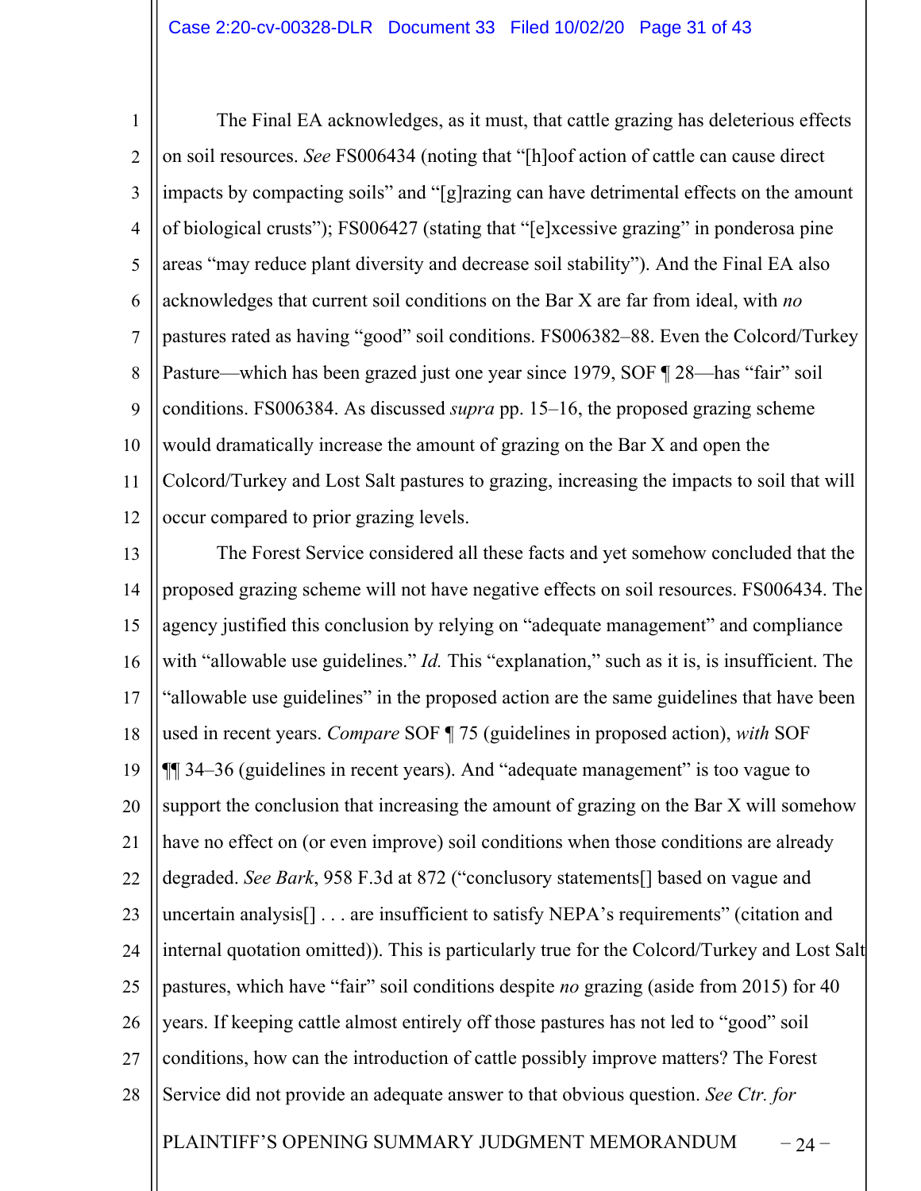The Final EA acknowledges, as it must, that cattle grazing has deleterious effects on soil resources. *See* FS006434 (noting that "[h]oof action of cattle can cause direct impacts by compacting soils" and "[g]razing can have detrimental effects on the amount of biological crusts"); FS006427 (stating that "[e]xcessive grazing" in ponderosa pine areas "may reduce plant diversity and decrease soil stability"). And the Final EA also acknowledges that current soil conditions on the Bar X are far from ideal, with *no* pastures rated as having "good" soil conditions. FS006382–88. Even the Colcord/Turkey Pasture—which has been grazed just one year since 1979, SOF ¶ 28—has "fair" soil conditions. FS006384. As discussed *supra* pp. 15–16, the proposed grazing scheme would dramatically increase the amount of grazing on the Bar X and open the Colcord/Turkey and Lost Salt pastures to grazing, increasing the impacts to soil that will occur compared to prior grazing levels.

The Forest Service considered all these facts and yet somehow concluded that the proposed grazing scheme will not have negative effects on soil resources. FS006434. The agency justified this conclusion by relying on "adequate management" and compliance with "allowable use guidelines." *Id.* This "explanation," such as it is, is insufficient. The "allowable use guidelines" in the proposed action are the same guidelines that have been used in recent years. *Compare* SOF ¶ 75 (guidelines in proposed action), *with* SOF ¶¶ 34–36 (guidelines in recent years). And "adequate management" is too vague to support the conclusion that increasing the amount of grazing on the Bar X will somehow have no effect on (or even improve) soil conditions when those conditions are already degraded. *See Bark*, 958 F.3d at 872 ("conclusory statements[] based on vague and uncertain analysis[] . . . are insufficient to satisfy NEPA's requirements" (citation and internal quotation omitted)). This is particularly true for the Colcord/Turkey and Lost Salt pastures, which have "fair" soil conditions despite *no* grazing (aside from 2015) for 40 years. If keeping cattle almost entirely off those pastures has not led to "good" soil conditions, how can the introduction of cattle possibly improve matters? The Forest Service did not provide an adequate answer to that obvious question. *See Ctr. for*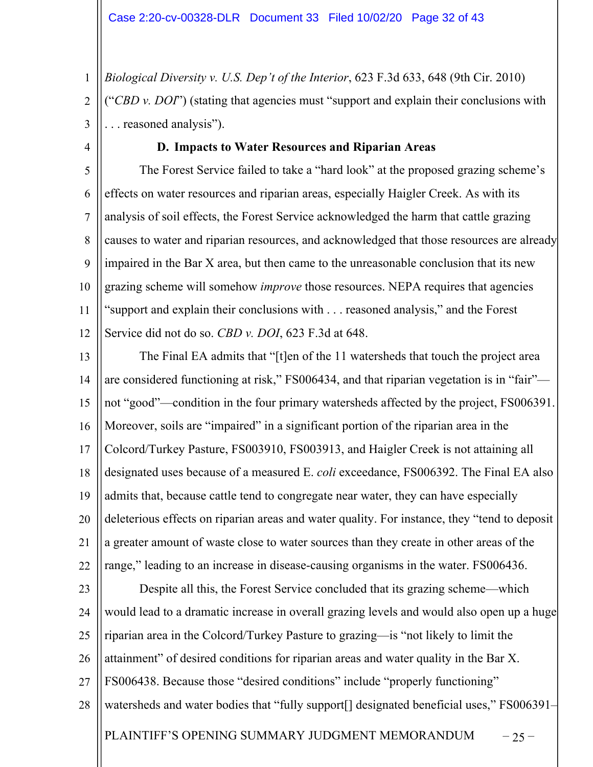*Biological Diversity v. U.S. Dep't of the Interior*, 623 F.3d 633, 648 (9th Cir. 2010) ("*CBD v. DOI*") (stating that agencies must "support and explain their conclusions with . . . reasoned analysis").

**D. Impacts to Water Resources and Riparian Areas**

The Forest Service failed to take a "hard look" at the proposed grazing scheme's effects on water resources and riparian areas, especially Haigler Creek. As with its analysis of soil effects, the Forest Service acknowledged the harm that cattle grazing causes to water and riparian resources, and acknowledged that those resources are already impaired in the Bar X area, but then came to the unreasonable conclusion that its new grazing scheme will somehow *improve* those resources. NEPA requires that agencies "support and explain their conclusions with . . . reasoned analysis," and the Forest Service did not do so. *CBD v. DOI*, 623 F.3d at 648.

The Final EA admits that "[t]en of the 11 watersheds that touch the project area are considered functioning at risk," FS006434, and that riparian vegetation is in "fair"—not "good"—condition in the four primary watersheds affected by the project, FS006391. Moreover, soils are "impaired" in a significant portion of the riparian area in the Colcord/Turkey Pasture, FS003910, FS003913, and Haigler Creek is not attaining all designated uses because of a measured E. *coli* exceedance, FS006392. The Final EA also admits that, because cattle tend to congregate near water, they can have especially deleterious effects on riparian areas and water quality. For instance, they "tend to deposit a greater amount of waste close to water sources than they create in other areas of the range," leading to an increase in disease-causing organisms in the water. FS006436.

Despite all this, the Forest Service concluded that its grazing scheme—which would lead to a dramatic increase in overall grazing levels and would also open up a huge riparian area in the Colcord/Turkey Pasture to grazing—is "not likely to limit the attainment" of desired conditions for riparian areas and water quality in the Bar X. FS006438. Because those "desired conditions" include "properly functioning" watersheds and water bodies that "fully support[] designated beneficial uses," FS006391–

PLAINTIFF'S OPENING SUMMARY JUDGMENT MEMORANDUM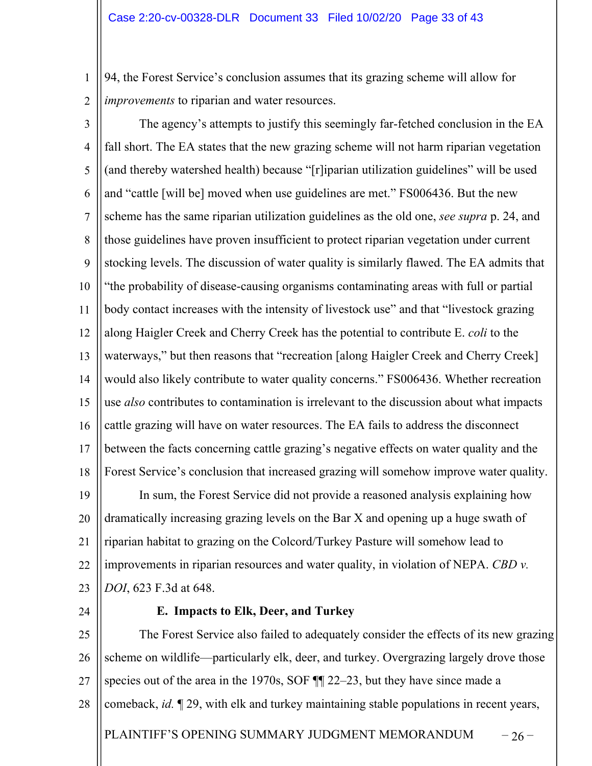94, the Forest Service's conclusion assumes that its grazing scheme will allow for *improvements* to riparian and water resources.

The agency's attempts to justify this seemingly far-fetched conclusion in the EA fall short. The EA states that the new grazing scheme will not harm riparian vegetation (and thereby watershed health) because "[r]iparian utilization guidelines" will be used and "cattle [will be] moved when use guidelines are met." FS006436. But the new scheme has the same riparian utilization guidelines as the old one, *see supra* p. 24, and those guidelines have proven insufficient to protect riparian vegetation under current stocking levels. The discussion of water quality is similarly flawed. The EA admits that "the probability of disease-causing organisms contaminating areas with full or partial body contact increases with the intensity of livestock use" and that "livestock grazing along Haigler Creek and Cherry Creek has the potential to contribute E. *coli* to the waterways," but then reasons that "recreation [along Haigler Creek and Cherry Creek] would also likely contribute to water quality concerns." FS006436. Whether recreation use *also* contributes to contamination is irrelevant to the discussion about what impacts cattle grazing will have on water resources. The EA fails to address the disconnect between the facts concerning cattle grazing's negative effects on water quality and the Forest Service's conclusion that increased grazing will somehow improve water quality.

In sum, the Forest Service did not provide a reasoned analysis explaining how dramatically increasing grazing levels on the Bar X and opening up a huge swath of riparian habitat to grazing on the Colcord/Turkey Pasture will somehow lead to improvements in riparian resources and water quality, in violation of NEPA. *CBD v. DOI*, 623 F.3d at 648.

### E. Impacts to Elk, Deer, and Turkey

The Forest Service also failed to adequately consider the effects of its new grazing scheme on wildlife—particularly elk, deer, and turkey. Overgrazing largely drove those species out of the area in the 1970s, SOF ¶¶ 22–23, but they have since made a comeback, *id.* ¶ 29, with elk and turkey maintaining stable populations in recent years,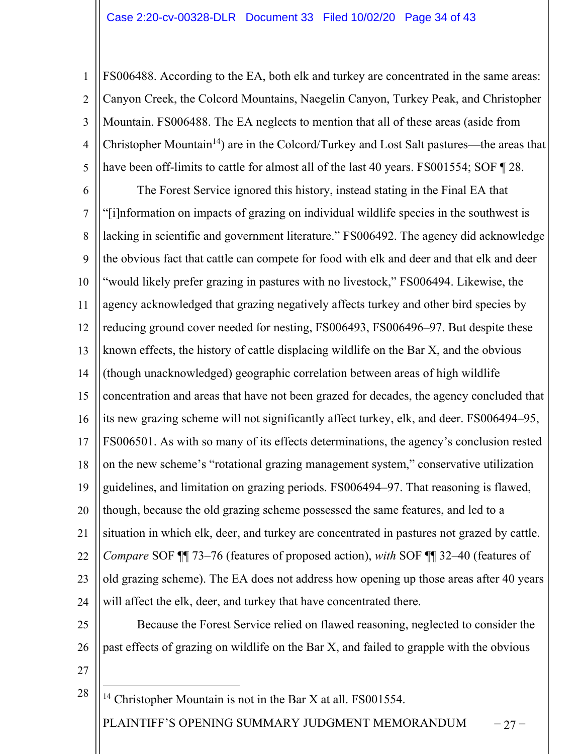FS006488. According to the EA, both elk and turkey are concentrated in the same areas: Canyon Creek, the Colcord Mountains, Naegelin Canyon, Turkey Peak, and Christopher Mountain. FS006488. The EA neglects to mention that all of these areas (aside from Christopher Mountain[14]) are in the Colcord/Turkey and Lost Salt pastures—the areas that have been off-limits to cattle for almost all of the last 40 years. FS001554; SOF ¶ 28.

The Forest Service ignored this history, instead stating in the Final EA that "[i]nformation on impacts of grazing on individual wildlife species in the southwest is lacking in scientific and government literature." FS006492. The agency did acknowledge the obvious fact that cattle can compete for food with elk and deer and that elk and deer "would likely prefer grazing in pastures with no livestock," FS006494. Likewise, the agency acknowledged that grazing negatively affects turkey and other bird species by reducing ground cover needed for nesting, FS006493, FS006496–97. But despite these known effects, the history of cattle displacing wildlife on the Bar X, and the obvious (though unacknowledged) geographic correlation between areas of high wildlife concentration and areas that have not been grazed for decades, the agency concluded that its new grazing scheme will not significantly affect turkey, elk, and deer. FS006494–95, FS006501. As with so many of its effects determinations, the agency's conclusion rested on the new scheme's "rotational grazing management system," conservative utilization guidelines, and limitation on grazing periods. FS006494–97. That reasoning is flawed, though, because the old grazing scheme possessed the same features, and led to a situation in which elk, deer, and turkey are concentrated in pastures not grazed by cattle. *Compare* SOF ¶¶ 73–76 (features of proposed action), *with* SOF ¶¶ 32–40 (features of old grazing scheme). The EA does not address how opening up those areas after 40 years will affect the elk, deer, and turkey that have concentrated there.

Because the Forest Service relied on flawed reasoning, neglected to consider the past effects of grazing on wildlife on the Bar X, and failed to grapple with the obvious

---

[14] Christopher Mountain is not in the Bar X at all. FS001554.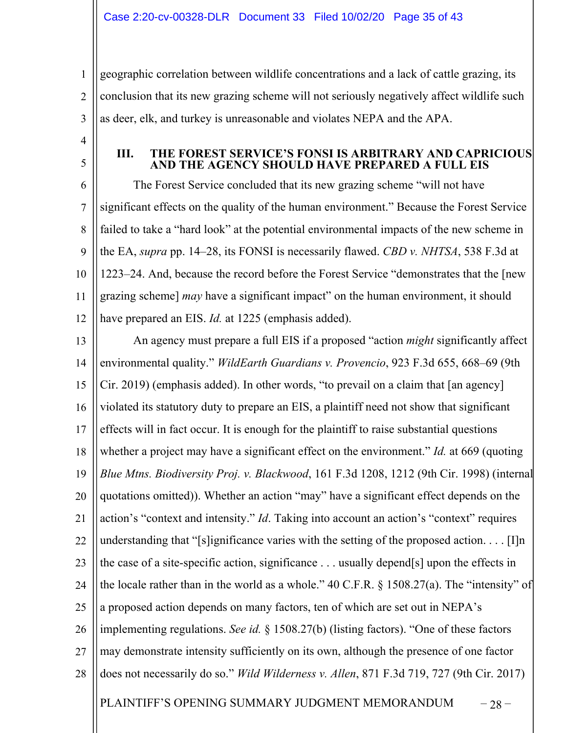geographic correlation between wildlife concentrations and a lack of cattle grazing, its conclusion that its new grazing scheme will not seriously negatively affect wildlife such as deer, elk, and turkey is unreasonable and violates NEPA and the APA.

## III. THE FOREST SERVICE'S FONSI IS ARBITRARY AND CAPRICIOUS AND THE AGENCY SHOULD HAVE PREPARED A FULL EIS

The Forest Service concluded that its new grazing scheme "will not have significant effects on the quality of the human environment." Because the Forest Service failed to take a "hard look" at the potential environmental impacts of the new scheme in the EA, *supra* pp. 14–28, its FONSI is necessarily flawed. *CBD v. NHTSA*, 538 F.3d at 1223–24. And, because the record before the Forest Service "demonstrates that the [new grazing scheme] *may* have a significant impact" on the human environment, it should have prepared an EIS. *Id.* at 1225 (emphasis added).

An agency must prepare a full EIS if a proposed "action *might* significantly affect environmental quality." *WildEarth Guardians v. Provencio*, 923 F.3d 655, 668–69 (9th Cir. 2019) (emphasis added). In other words, "to prevail on a claim that [an agency] violated its statutory duty to prepare an EIS, a plaintiff need not show that significant effects will in fact occur. It is enough for the plaintiff to raise substantial questions whether a project may have a significant effect on the environment." *Id.* at 669 (quoting *Blue Mtns. Biodiversity Proj. v. Blackwood*, 161 F.3d 1208, 1212 (9th Cir. 1998) (internal quotations omitted)). Whether an action "may" have a significant effect depends on the action's "context and intensity." *Id*. Taking into account an action's "context" requires understanding that "[s]ignificance varies with the setting of the proposed action. . . . [I]n the case of a site-specific action, significance . . . usually depend[s] upon the effects in the locale rather than in the world as a whole." 40 C.F.R. § 1508.27(a). The "intensity" of a proposed action depends on many factors, ten of which are set out in NEPA's implementing regulations. *See id.* § 1508.27(b) (listing factors). "One of these factors may demonstrate intensity sufficiently on its own, although the presence of one factor does not necessarily do so." *Wild Wilderness v. Allen*, 871 F.3d 719, 727 (9th Cir. 2017)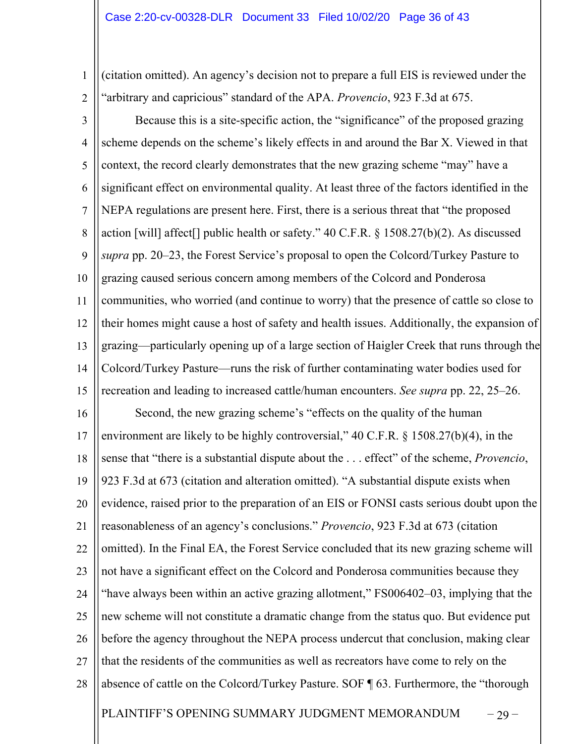(citation omitted). An agency's decision not to prepare a full EIS is reviewed under the "arbitrary and capricious" standard of the APA. *Provencio*, 923 F.3d at 675.

Because this is a site-specific action, the "significance" of the proposed grazing scheme depends on the scheme's likely effects in and around the Bar X. Viewed in that context, the record clearly demonstrates that the new grazing scheme "may" have a significant effect on environmental quality. At least three of the factors identified in the NEPA regulations are present here. First, there is a serious threat that "the proposed action [will] affect[] public health or safety." 40 C.F.R. § 1508.27(b)(2). As discussed *supra* pp. 20–23, the Forest Service's proposal to open the Colcord/Turkey Pasture to grazing caused serious concern among members of the Colcord and Ponderosa communities, who worried (and continue to worry) that the presence of cattle so close to their homes might cause a host of safety and health issues. Additionally, the expansion of grazing—particularly opening up of a large section of Haigler Creek that runs through the Colcord/Turkey Pasture—runs the risk of further contaminating water bodies used for recreation and leading to increased cattle/human encounters. *See supra* pp. 22, 25–26.

Second, the new grazing scheme's "effects on the quality of the human environment are likely to be highly controversial," 40 C.F.R. § 1508.27(b)(4), in the sense that "there is a substantial dispute about the . . . effect" of the scheme, *Provencio*, 923 F.3d at 673 (citation and alteration omitted). "A substantial dispute exists when evidence, raised prior to the preparation of an EIS or FONSI casts serious doubt upon the reasonableness of an agency's conclusions." *Provencio*, 923 F.3d at 673 (citation omitted). In the Final EA, the Forest Service concluded that its new grazing scheme will not have a significant effect on the Colcord and Ponderosa communities because they "have always been within an active grazing allotment," FS006402–03, implying that the new scheme will not constitute a dramatic change from the status quo. But evidence put before the agency throughout the NEPA process undercut that conclusion, making clear that the residents of the communities as well as recreators have come to rely on the absence of cattle on the Colcord/Turkey Pasture. SOF ¶ 63. Furthermore, the "thorough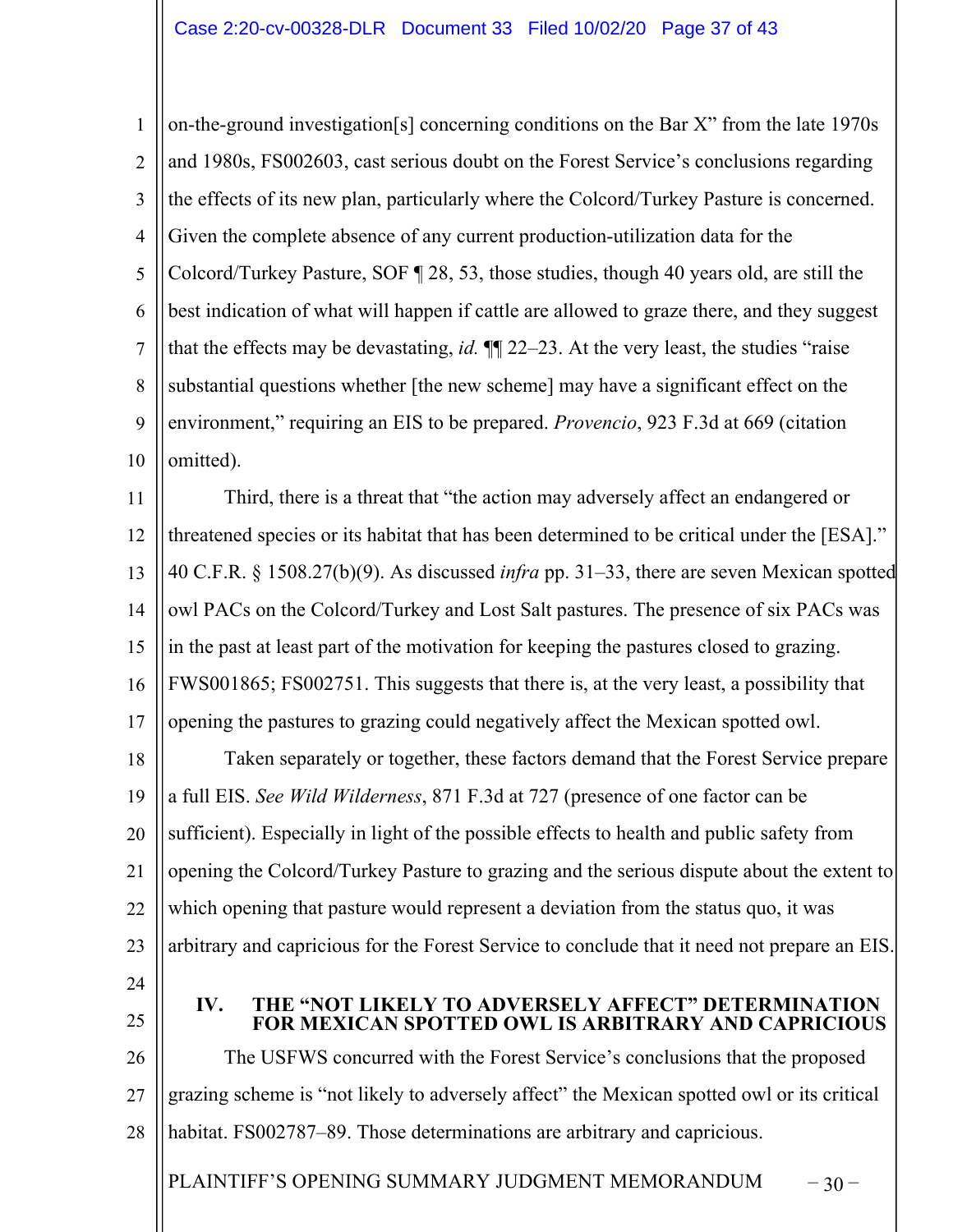on-the-ground investigation[s] concerning conditions on the Bar X" from the late 1970s and 1980s, FS002603, cast serious doubt on the Forest Service's conclusions regarding the effects of its new plan, particularly where the Colcord/Turkey Pasture is concerned. Given the complete absence of any current production-utilization data for the Colcord/Turkey Pasture, SOF ¶ 28, 53, those studies, though 40 years old, are still the best indication of what will happen if cattle are allowed to graze there, and they suggest that the effects may be devastating, *id.* ¶¶ 22–23. At the very least, the studies "raise substantial questions whether [the new scheme] may have a significant effect on the environment," requiring an EIS to be prepared. *Provencio*, 923 F.3d at 669 (citation omitted).

Third, there is a threat that "the action may adversely affect an endangered or threatened species or its habitat that has been determined to be critical under the [ESA]." 40 C.F.R. § 1508.27(b)(9). As discussed *infra* pp. 31–33, there are seven Mexican spotted owl PACs on the Colcord/Turkey and Lost Salt pastures. The presence of six PACs was in the past at least part of the motivation for keeping the pastures closed to grazing. FWS001865; FS002751. This suggests that there is, at the very least, a possibility that opening the pastures to grazing could negatively affect the Mexican spotted owl.

Taken separately or together, these factors demand that the Forest Service prepare a full EIS. *See Wild Wilderness*, 871 F.3d at 727 (presence of one factor can be sufficient). Especially in light of the possible effects to health and public safety from opening the Colcord/Turkey Pasture to grazing and the serious dispute about the extent to which opening that pasture would represent a deviation from the status quo, it was arbitrary and capricious for the Forest Service to conclude that it need not prepare an EIS.

## IV. THE "NOT LIKELY TO ADVERSELY AFFECT" DETERMINATION FOR MEXICAN SPOTTED OWL IS ARBITRARY AND CAPRICIOUS

The USFWS concurred with the Forest Service's conclusions that the proposed grazing scheme is "not likely to adversely affect" the Mexican spotted owl or its critical habitat. FS002787–89. Those determinations are arbitrary and capricious.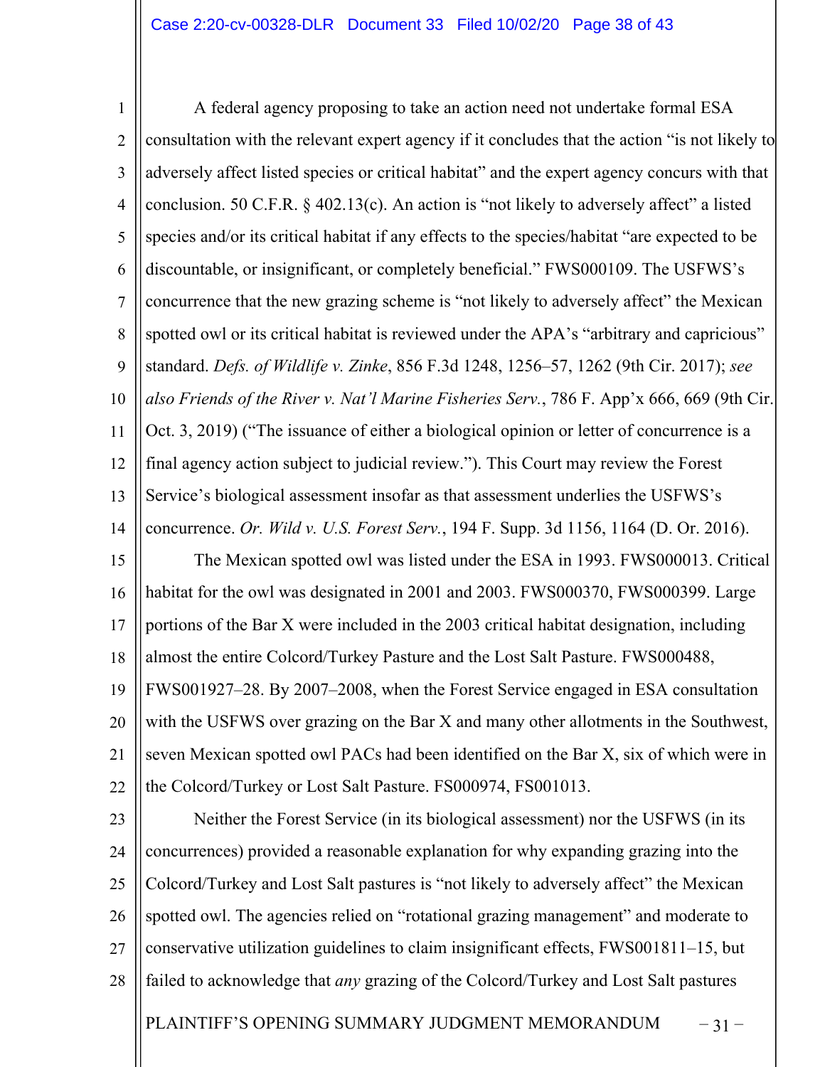A federal agency proposing to take an action need not undertake formal ESA consultation with the relevant expert agency if it concludes that the action "is not likely to adversely affect listed species or critical habitat" and the expert agency concurs with that conclusion. 50 C.F.R. § 402.13(c). An action is "not likely to adversely affect" a listed species and/or its critical habitat if any effects to the species/habitat "are expected to be discountable, or insignificant, or completely beneficial." FWS000109. The USFWS's concurrence that the new grazing scheme is "not likely to adversely affect" the Mexican spotted owl or its critical habitat is reviewed under the APA's "arbitrary and capricious" standard. *Defs. of Wildlife v. Zinke*, 856 F.3d 1248, 1256–57, 1262 (9th Cir. 2017); *see also Friends of the River v. Nat'l Marine Fisheries Serv.*, 786 F. App'x 666, 669 (9th Cir. Oct. 3, 2019) ("The issuance of either a biological opinion or letter of concurrence is a final agency action subject to judicial review."). This Court may review the Forest Service's biological assessment insofar as that assessment underlies the USFWS's concurrence. *Or. Wild v. U.S. Forest Serv.*, 194 F. Supp. 3d 1156, 1164 (D. Or. 2016).

The Mexican spotted owl was listed under the ESA in 1993. FWS000013. Critical habitat for the owl was designated in 2001 and 2003. FWS000370, FWS000399. Large portions of the Bar X were included in the 2003 critical habitat designation, including almost the entire Colcord/Turkey Pasture and the Lost Salt Pasture. FWS000488, FWS001927–28. By 2007–2008, when the Forest Service engaged in ESA consultation with the USFWS over grazing on the Bar X and many other allotments in the Southwest, seven Mexican spotted owl PACs had been identified on the Bar X, six of which were in the Colcord/Turkey or Lost Salt Pasture. FS000974, FS001013.

Neither the Forest Service (in its biological assessment) nor the USFWS (in its concurrences) provided a reasonable explanation for why expanding grazing into the Colcord/Turkey and Lost Salt pastures is "not likely to adversely affect" the Mexican spotted owl. The agencies relied on "rotational grazing management" and moderate to conservative utilization guidelines to claim insignificant effects, FWS001811–15, but failed to acknowledge that *any* grazing of the Colcord/Turkey and Lost Salt pastures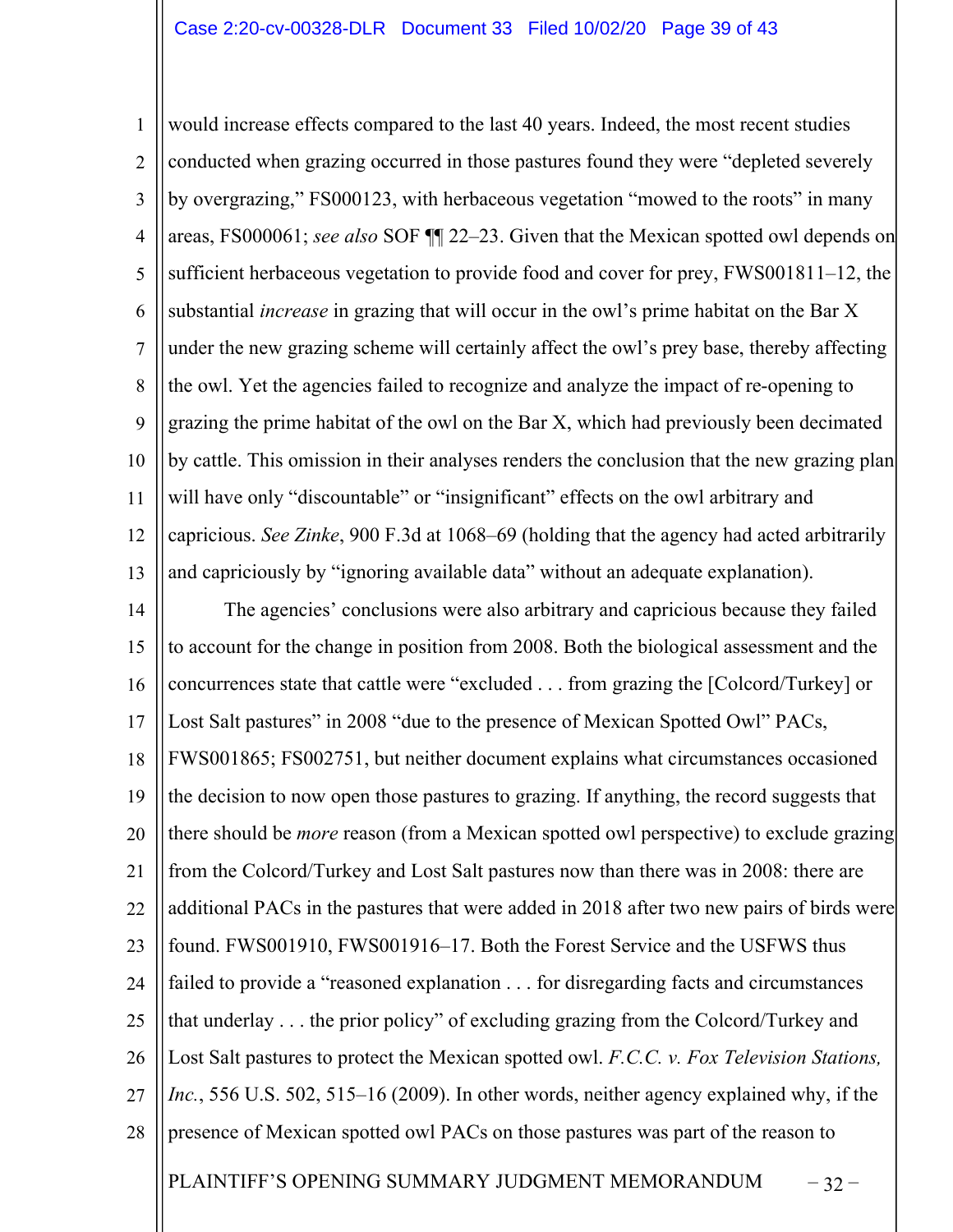would increase effects compared to the last 40 years. Indeed, the most recent studies conducted when grazing occurred in those pastures found they were "depleted severely by overgrazing," FS000123, with herbaceous vegetation "mowed to the roots" in many areas, FS000061; *see also* SOF ¶¶ 22–23. Given that the Mexican spotted owl depends on sufficient herbaceous vegetation to provide food and cover for prey, FWS001811–12, the substantial *increase* in grazing that will occur in the owl's prime habitat on the Bar X under the new grazing scheme will certainly affect the owl's prey base, thereby affecting the owl. Yet the agencies failed to recognize and analyze the impact of re-opening to grazing the prime habitat of the owl on the Bar X, which had previously been decimated by cattle. This omission in their analyses renders the conclusion that the new grazing plan will have only "discountable" or "insignificant" effects on the owl arbitrary and capricious. *See Zinke*, 900 F.3d at 1068–69 (holding that the agency had acted arbitrarily and capriciously by "ignoring available data" without an adequate explanation).

The agencies' conclusions were also arbitrary and capricious because they failed to account for the change in position from 2008. Both the biological assessment and the concurrences state that cattle were "excluded . . . from grazing the [Colcord/Turkey] or Lost Salt pastures" in 2008 "due to the presence of Mexican Spotted Owl" PACs, FWS001865; FS002751, but neither document explains what circumstances occasioned the decision to now open those pastures to grazing. If anything, the record suggests that there should be *more* reason (from a Mexican spotted owl perspective) to exclude grazing from the Colcord/Turkey and Lost Salt pastures now than there was in 2008: there are additional PACs in the pastures that were added in 2018 after two new pairs of birds were found. FWS001910, FWS001916–17. Both the Forest Service and the USFWS thus failed to provide a "reasoned explanation . . . for disregarding facts and circumstances that underlay . . . the prior policy" of excluding grazing from the Colcord/Turkey and Lost Salt pastures to protect the Mexican spotted owl. *F.C.C. v. Fox Television Stations, Inc.*, 556 U.S. 502, 515–16 (2009). In other words, neither agency explained why, if the presence of Mexican spotted owl PACs on those pastures was part of the reason to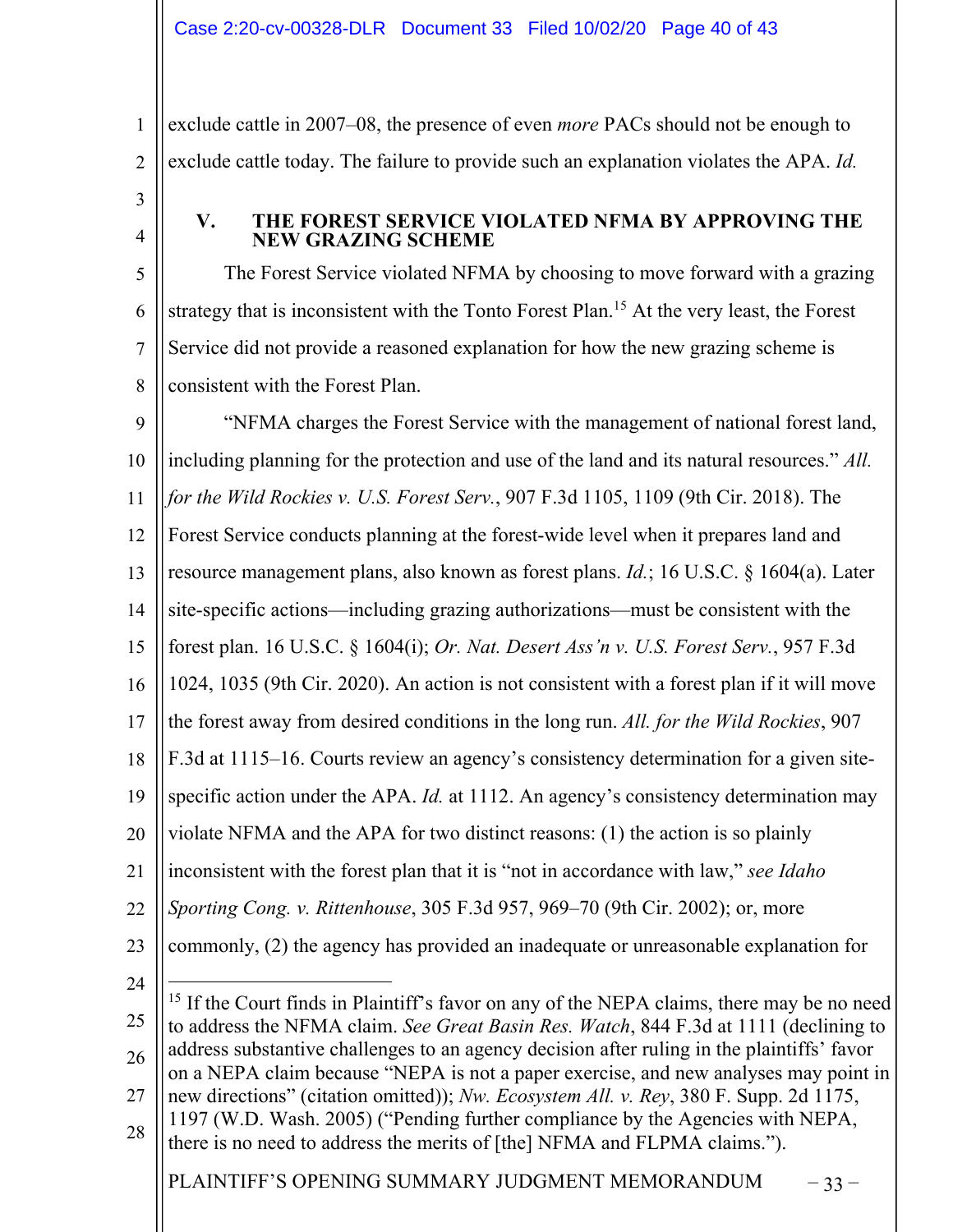exclude cattle in 2007–08, the presence of even *more* PACs should not be enough to exclude cattle today. The failure to provide such an explanation violates the APA. *Id.*

## V. THE FOREST SERVICE VIOLATED NFMA BY APPROVING THE NEW GRAZING SCHEME

The Forest Service violated NFMA by choosing to move forward with a grazing strategy that is inconsistent with the Tonto Forest Plan.[15] At the very least, the Forest Service did not provide a reasoned explanation for how the new grazing scheme is consistent with the Forest Plan.

"NFMA charges the Forest Service with the management of national forest land, including planning for the protection and use of the land and its natural resources." *All. for the Wild Rockies v. U.S. Forest Serv.*, 907 F.3d 1105, 1109 (9th Cir. 2018). The Forest Service conducts planning at the forest-wide level when it prepares land and resource management plans, also known as forest plans. *Id.*; 16 U.S.C. § 1604(a). Later site-specific actions—including grazing authorizations—must be consistent with the forest plan. 16 U.S.C. § 1604(i); *Or. Nat. Desert Ass'n v. U.S. Forest Serv.*, 957 F.3d 1024, 1035 (9th Cir. 2020). An action is not consistent with a forest plan if it will move the forest away from desired conditions in the long run. *All. for the Wild Rockies*, 907 F.3d at 1115–16. Courts review an agency's consistency determination for a given site-specific action under the APA. *Id.* at 1112. An agency's consistency determination may violate NFMA and the APA for two distinct reasons: (1) the action is so plainly inconsistent with the forest plan that it is "not in accordance with law," *see Idaho Sporting Cong. v. Rittenhouse*, 305 F.3d 957, 969–70 (9th Cir. 2002); or, more commonly, (2) the agency has provided an inadequate or unreasonable explanation for

---

[15] If the Court finds in Plaintiff's favor on any of the NEPA claims, there may be no need to address the NFMA claim. *See Great Basin Res. Watch*, 844 F.3d at 1111 (declining to address substantive challenges to an agency decision after ruling in the plaintiffs' favor on a NEPA claim because "NEPA is not a paper exercise, and new analyses may point in new directions" (citation omitted)); *Nw. Ecosystem All. v. Rey*, 380 F. Supp. 2d 1175, 1197 (W.D. Wash. 2005) ("Pending further compliance by the Agencies with NEPA, there is no need to address the merits of [the] NFMA and FLPMA claims.").

PLAINTIFF'S OPENING SUMMARY JUDGMENT MEMORANDUM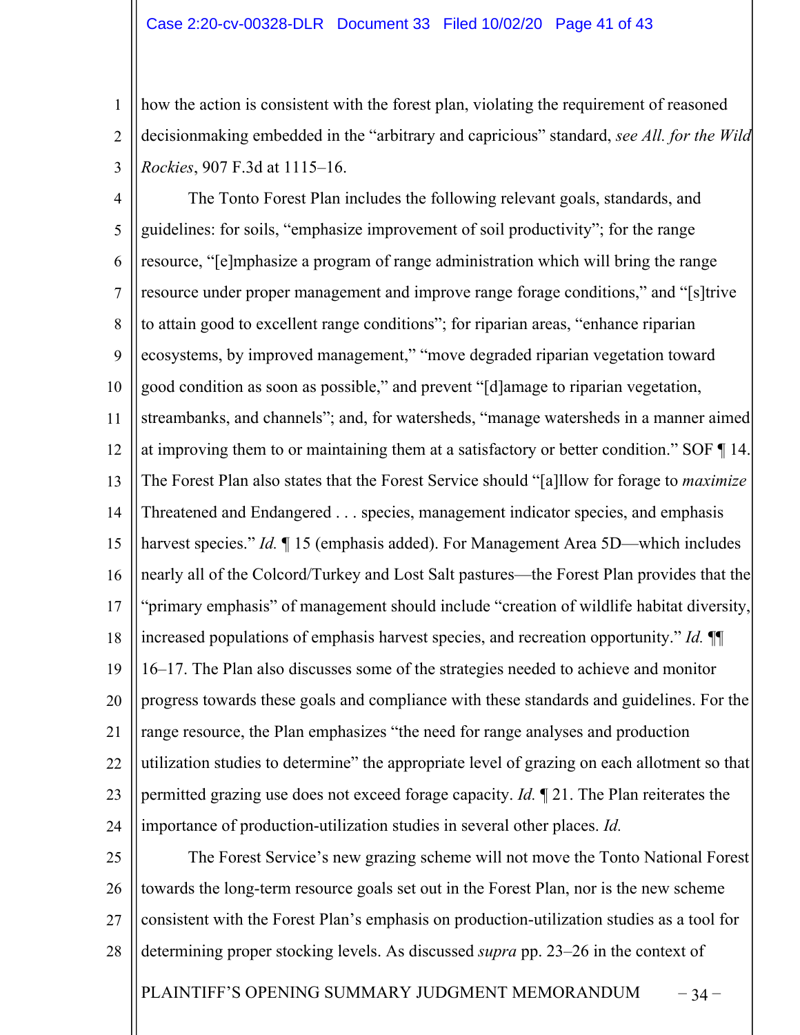how the action is consistent with the forest plan, violating the requirement of reasoned decisionmaking embedded in the "arbitrary and capricious" standard, *see All. for the Wild Rockies*, 907 F.3d at 1115–16.

The Tonto Forest Plan includes the following relevant goals, standards, and guidelines: for soils, "emphasize improvement of soil productivity"; for the range resource, "[e]mphasize a program of range administration which will bring the range resource under proper management and improve range forage conditions," and "[s]trive to attain good to excellent range conditions"; for riparian areas, "enhance riparian ecosystems, by improved management," "move degraded riparian vegetation toward good condition as soon as possible," and prevent "[d]amage to riparian vegetation, streambanks, and channels"; and, for watersheds, "manage watersheds in a manner aimed at improving them to or maintaining them at a satisfactory or better condition." SOF ¶ 14. The Forest Plan also states that the Forest Service should "[a]llow for forage to *maximize* Threatened and Endangered . . . species, management indicator species, and emphasis harvest species." *Id.* ¶ 15 (emphasis added). For Management Area 5D—which includes nearly all of the Colcord/Turkey and Lost Salt pastures—the Forest Plan provides that the "primary emphasis" of management should include "creation of wildlife habitat diversity, increased populations of emphasis harvest species, and recreation opportunity." *Id.* ¶¶ 16–17. The Plan also discusses some of the strategies needed to achieve and monitor progress towards these goals and compliance with these standards and guidelines. For the range resource, the Plan emphasizes "the need for range analyses and production utilization studies to determine" the appropriate level of grazing on each allotment so that permitted grazing use does not exceed forage capacity. *Id.* ¶ 21. The Plan reiterates the importance of production-utilization studies in several other places. *Id.*

The Forest Service's new grazing scheme will not move the Tonto National Forest towards the long-term resource goals set out in the Forest Plan, nor is the new scheme consistent with the Forest Plan's emphasis on production-utilization studies as a tool for determining proper stocking levels. As discussed *supra* pp. 23–26 in the context of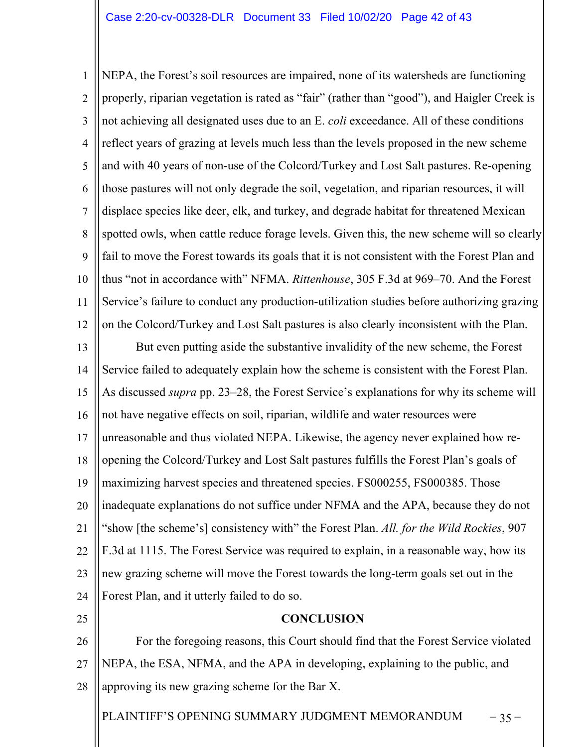NEPA, the Forest's soil resources are impaired, none of its watersheds are functioning properly, riparian vegetation is rated as "fair" (rather than "good"), and Haigler Creek is not achieving all designated uses due to an E. *coli* exceedance. All of these conditions reflect years of grazing at levels much less than the levels proposed in the new scheme and with 40 years of non-use of the Colcord/Turkey and Lost Salt pastures. Re-opening those pastures will not only degrade the soil, vegetation, and riparian resources, it will displace species like deer, elk, and turkey, and degrade habitat for threatened Mexican spotted owls, when cattle reduce forage levels. Given this, the new scheme will so clearly fail to move the Forest towards its goals that it is not consistent with the Forest Plan and thus "not in accordance with" NFMA. *Rittenhouse*, 305 F.3d at 969–70. And the Forest Service's failure to conduct any production-utilization studies before authorizing grazing on the Colcord/Turkey and Lost Salt pastures is also clearly inconsistent with the Plan.

But even putting aside the substantive invalidity of the new scheme, the Forest Service failed to adequately explain how the scheme is consistent with the Forest Plan. As discussed *supra* pp. 23–28, the Forest Service's explanations for why its scheme will not have negative effects on soil, riparian, wildlife and water resources were unreasonable and thus violated NEPA. Likewise, the agency never explained how re-opening the Colcord/Turkey and Lost Salt pastures fulfills the Forest Plan's goals of maximizing harvest species and threatened species. FS000255, FS000385. Those inadequate explanations do not suffice under NFMA and the APA, because they do not "show [the scheme's] consistency with" the Forest Plan. *All. for the Wild Rockies*, 907 F.3d at 1115. The Forest Service was required to explain, in a reasonable way, how its new grazing scheme will move the Forest towards the long-term goals set out in the Forest Plan, and it utterly failed to do so.

## CONCLUSION

For the foregoing reasons, this Court should find that the Forest Service violated NEPA, the ESA, NFMA, and the APA in developing, explaining to the public, and approving its new grazing scheme for the Bar X.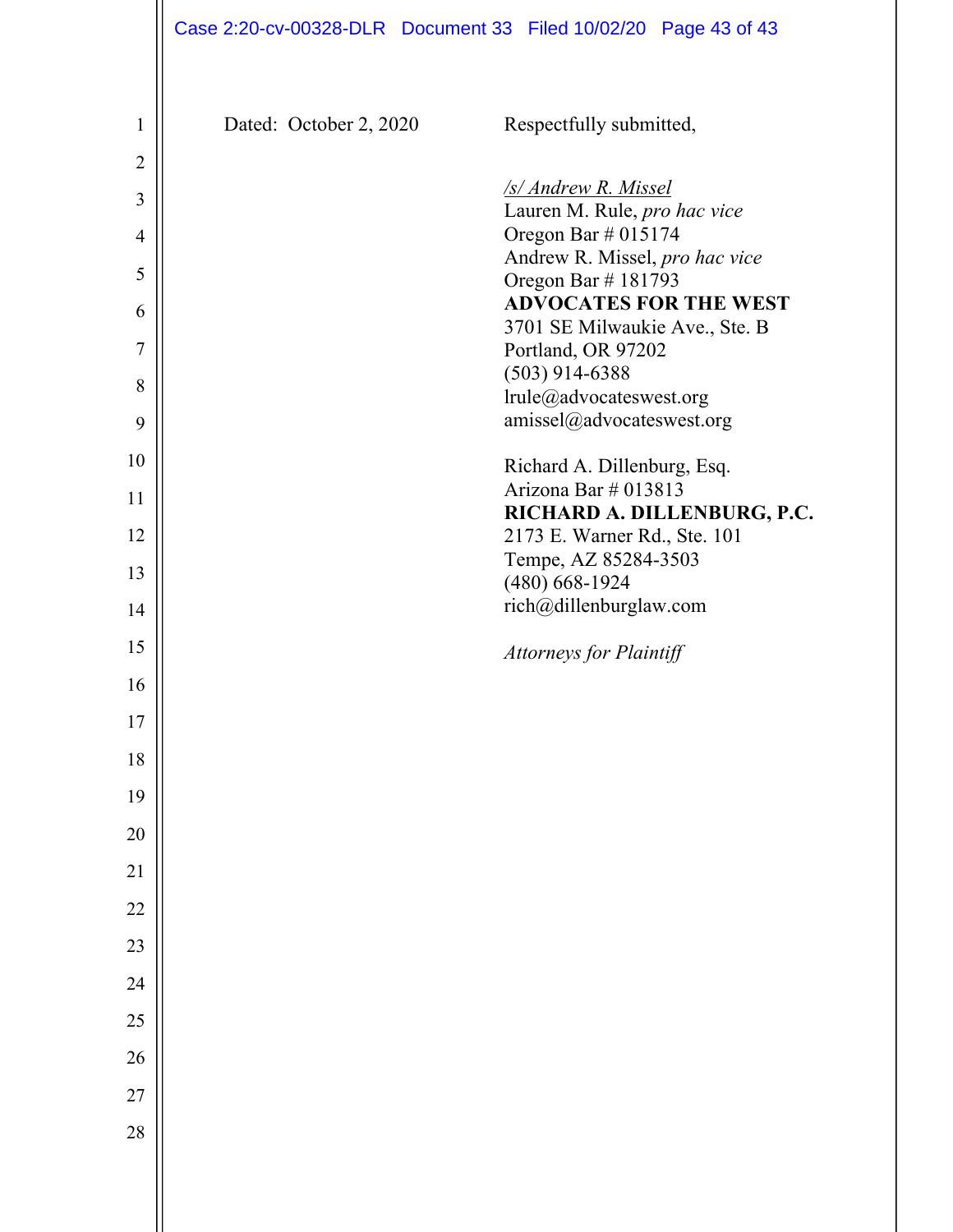Dated: October 2, 2020

Respectfully submitted,

/s/ Andrew R. Missel
Lauren M. Rule, *pro hac vice*
Oregon Bar # 015174
Andrew R. Missel, *pro hac vice*
Oregon Bar # 181793
**ADVOCATES FOR THE WEST**
3701 SE Milwaukie Ave., Ste. B
Portland, OR 97202
(503) 914-6388
lrule@advocateswest.org
amissel@advocateswest.org

Richard A. Dillenburg, Esq.
Arizona Bar # 013813
**RICHARD A. DILLENBURG, P.C.**
2173 E. Warner Rd., Ste. 101
Tempe, AZ 85284-3503
(480) 668-1924
rich@dillenburglaw.com

*Attorneys for Plaintiff*